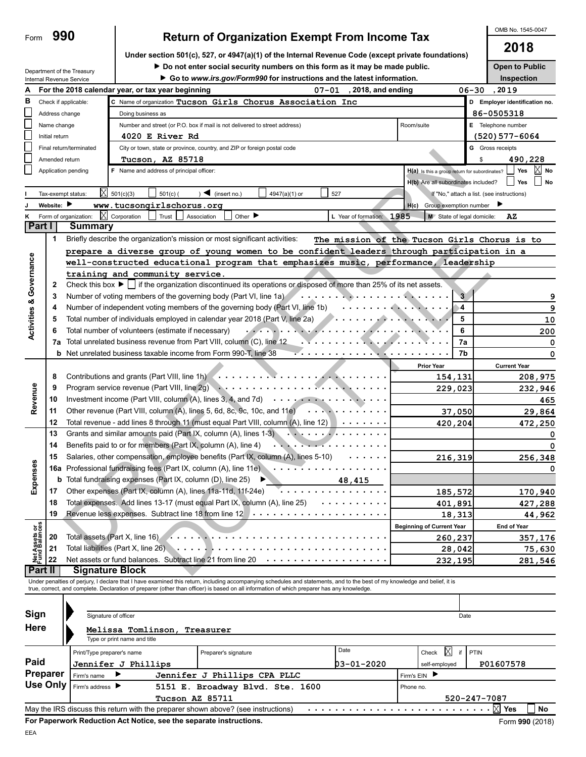Form **990**

# Return of Organization Exempt From Income Tax

Under section 501(c), 527, or 4947(a)(1) of the Internal Revenue Code (except private foundations)

▶ Do not enter social security numbers on this form as it may be made public.

▶ Go to *www.irs.gov/Form990* for instructions and the latest information.

OMB No. 1545-0047

**2018**

**Open to Public Inspection**

Department of the Treasury
Internal Revenue Service

**A** For the 2018 calendar year, or tax year beginning 07-01, 2018, and ending 06-30, 2019

**B** Check if applicable:
- Address change
- Name change
- Initial return
- Final return/terminated
- Amended return
- Application pending

**C** Name of organization: Tucson Girls Chorus Association Inc

Doing business as

Number and street (or P.O. box if mail is not delivered to street address): 4020 E River Rd | Room/suite

City or town, state or province, country, and ZIP or foreign postal code: Tucson, AZ 85718

**D** Employer identification no.: 86-0505318

**E** Telephone number: (520)577-6064

**G** Gross receipts $ 490,228

**F** Name and address of principal officer:

**H(a)** Is this a group return for subordinates? ☐ Yes ☒ No

**H(b)** Are all subordinates included? ☐ Yes ☐ No
If "No," attach a list. (see instructions)

**I** Tax-exempt status: ☒ 501(c)(3) ☐ 501(c) ( ) ◀ (insert no.) ☐ 4947(a)(1) or ☐ 527

**J** Website: ▶ www.tucsongirlschorus.org

**H(c)** Group exemption number ▶

**K** Form of organization: ☒ Corporation ☐ Trust ☐ Association ☐ Other ▶

**L** Year of formation: 1985

**M** State of legal domicile: AZ

## Part I Summary

**Activities & Governance**

1 Briefly describe the organization's mission or most significant activities: The mission of the Tucson Girls Chorus is to prepare a diverse group of young women to be confident leaders through participation in a well-constructed educational program that emphasizes music, performance, leadership training and community service.

2 Check this box ▶ ☐ if the organization discontinued its operations or disposed of more than 25% of its net assets.

| | | | |
|---|---|---|---|
| 3 | Number of voting members of the governing body (Part VI, line 1a) | 3 | 9 |
| 4 | Number of independent voting members of the governing body (Part VI, line 1b) | 4 | 9 |
| 5 | Total number of individuals employed in calendar year 2018 (Part V, line 2a) | 5 | 10 |
| 6 | Total number of volunteers (estimate if necessary) | 6 | 200 |
| 7a | Total unrelated business revenue from Part VIII, column (C), line 12 | 7a | 0 |
| b | Net unrelated business taxable income from Form 990-T, line 38 | 7b | 0 |

| | | | Prior Year | Current Year |
|---|---|---|---|---|
| **Revenue** | 8 | Contributions and grants (Part VIII, line 1h) | 154,131 | 208,975 |
| | 9 | Program service revenue (Part VIII, line 2g) | 229,023 | 232,946 |
| | 10 | Investment income (Part VIII, column (A), lines 3, 4, and 7d) | | 465 |
| | 11 | Other revenue (Part VIII, column (A), lines 5, 6d, 8c, 9c, 10c, and 11e) | 37,050 | 29,864 |
| | 12 | Total revenue - add lines 8 through 11 (must equal Part VIII, column (A), line 12) | 420,204 | 472,250 |
| **Expenses** | 13 | Grants and similar amounts paid (Part IX, column (A), lines 1-3) | | 0 |
| | 14 | Benefits paid to or for members (Part IX, column (A), line 4) | | 0 |
| | 15 | Salaries, other compensation, employee benefits (Part IX, column (A), lines 5-10) | 216,319 | 256,348 |
| | 16a | Professional fundraising fees (Part IX, column (A), line 11e) | | 0 |
| | b | Total fundraising expenses (Part IX, column (D), line 25) ▶ 48,415 | | |
| | 17 | Other expenses (Part IX, column (A), lines 11a-11d, 11f-24e) | 185,572 | 170,940 |
| | 18 | Total expenses. Add lines 13-17 (must equal Part IX, column (A), line 25) | 401,891 | 427,288 |
| | 19 | Revenue less expenses. Subtract line 18 from line 12 | 18,313 | 44,962 |
| | | | **Beginning of Current Year** | **End of Year** |
| **Net Assets or Fund Balances** | 20 | Total assets (Part X, line 16) | 260,237 | 357,176 |
| | 21 | Total liabilities (Part X, line 26) | 28,042 | 75,630 |
| | 22 | Net assets or fund balances. Subtract line 21 from line 20 | 232,195 | 281,546 |

## Part II Signature Block

Under penalties of perjury, I declare that I have examined this return, including accompanying schedules and statements, and to the best of my knowledge and belief, it is true, correct, and complete. Declaration of preparer (other than officer) is based on all information of which preparer has any knowledge.

**Sign Here**

Signature of officer | Date

Melissa Tomlinson, Treasurer
Type or print name and title

**Paid Preparer Use Only**

| Print/Type preparer's name | Preparer's signature | Date | Check ☒ if self-employed | PTIN |
|---|---|---|---|---|
| Jennifer J Phillips | | 03-01-2020 | | P01607578 |

Firm's name ▶ Jennifer J Phillips CPA PLLC | Firm's EIN ▶

Firm's address ▶ 5151 E. Broadway Blvd. Ste. 1600, Tucson AZ 85711 | Phone no. 520-247-7087

May the IRS discuss this return with the preparer shown above? (see instructions) ☒ Yes ☐ No

**For Paperwork Reduction Act Notice, see the separate instructions.** Form **990** (2018)

EEA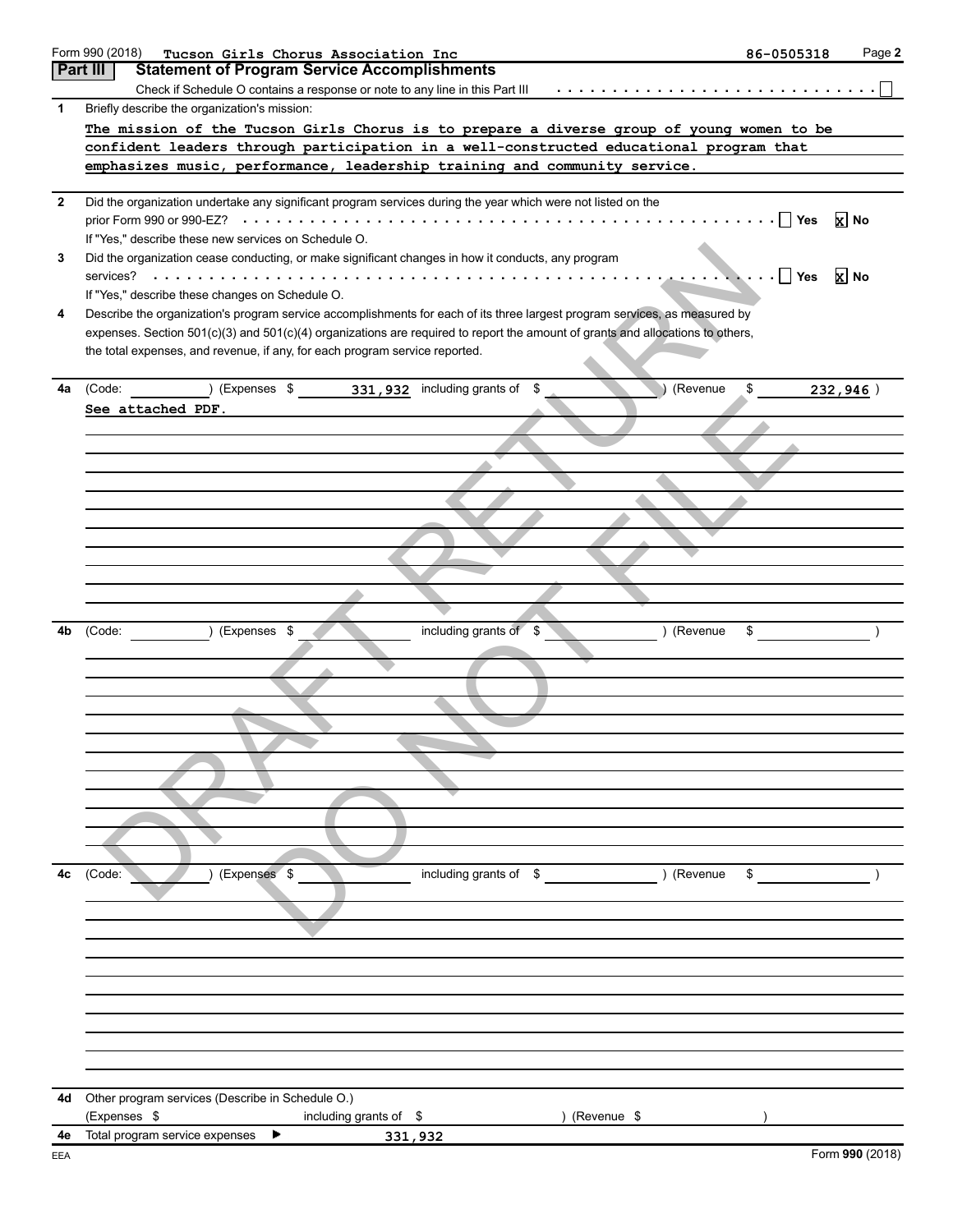Form 990 (2018) Tucson Girls Chorus Association Inc 86-0505318

## Part III Statement of Program Service Accomplishments

Check if Schedule O contains a response or note to any line in this Part III . . . . . . . . . . . . . . . . . . . . . . . . . . . . ☐

**1** Briefly describe the organization's mission:

The mission of the Tucson Girls Chorus is to prepare a diverse group of young women to be confident leaders through participation in a well-constructed educational program that emphasizes music, performance, leadership training and community service.

**2** Did the organization undertake any significant program services during the year which were not listed on the prior Form 990 or 990-EZ? . . . . . . . . . . . . . . . . . . . . . . . . ☐ Yes ☒ No

If "Yes," describe these new services on Schedule O.

**3** Did the organization cease conducting, or make significant changes in how it conducts, any program services? . . . . . . . . . . . . . . . . . . . . . . . . ☐ Yes ☒ No

If "Yes," describe these changes on Schedule O.

**4** Describe the organization's program service accomplishments for each of its three largest program services, as measured by expenses. Section 501(c)(3) and 501(c)(4) organizations are required to report the amount of grants and allocations to others, the total expenses, and revenue, if any, for each program service reported.

**4a** (Code: ) (Expenses $ 331,932 including grants of $ ) (Revenue $ 232,946 )

See attached PDF.

**4b** (Code: ) (Expenses $ including grants of $ ) (Revenue $ )

**4c** (Code: ) (Expenses $ including grants of $ ) (Revenue $ )

**4d** Other program services (Describe in Schedule O.)

(Expenses $ including grants of $ ) (Revenue $ )

**4e** Total program service expenses ▶ 331,932

EEA Form **990** (2018)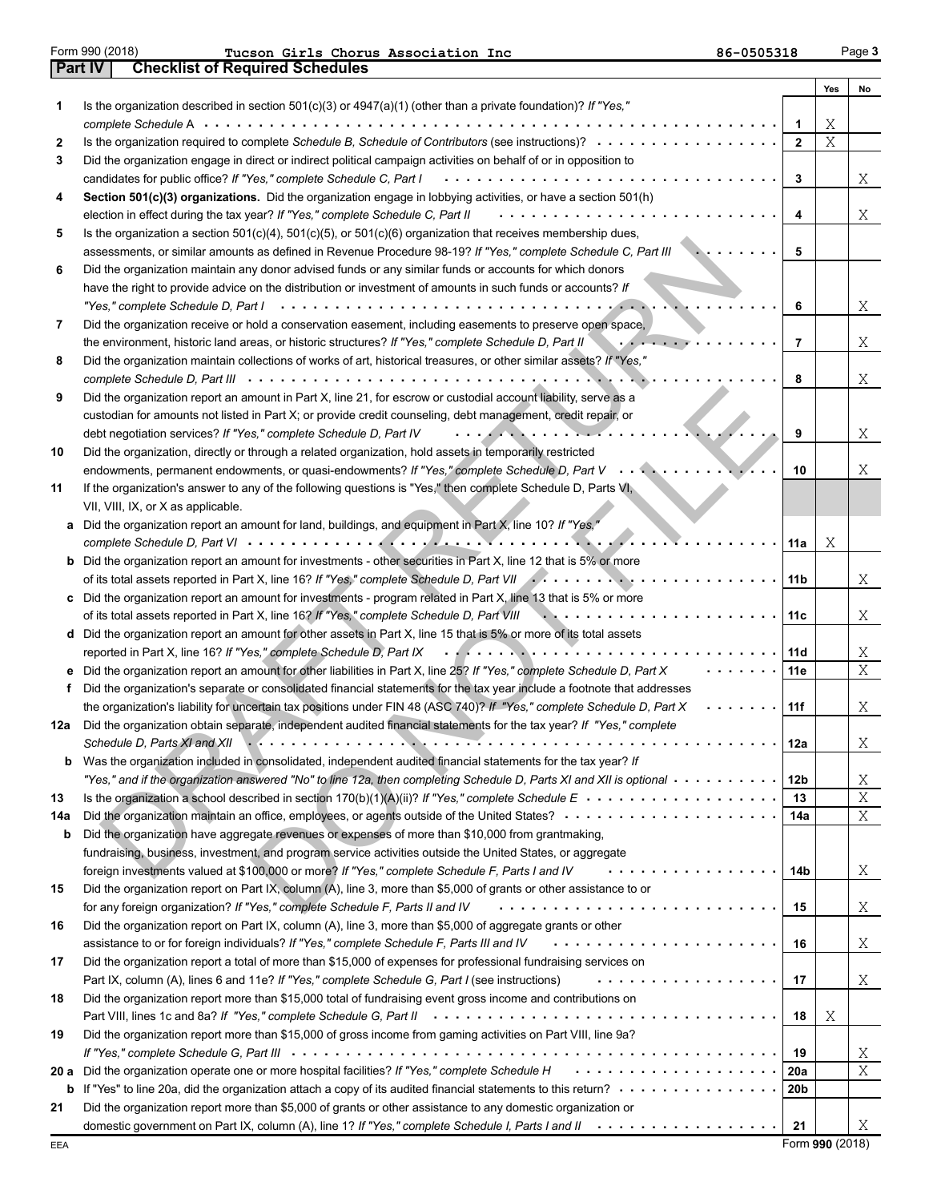Form 990 (2018) Tucson Girls Chorus Association Inc 86-0505318

## Part IV Checklist of Required Schedules

| | | | Yes | No |
|---|---|---|---|---|
| 1 | Is the organization described in section 501(c)(3) or 4947(a)(1) (other than a private foundation)? *If "Yes," complete Schedule A* | 1 | X | |
| 2 | Is the organization required to complete *Schedule B, Schedule of Contributors* (see instructions)? | 2 | X | |
| 3 | Did the organization engage in direct or indirect political campaign activities on behalf of or in opposition to candidates for public office? *If "Yes," complete Schedule C, Part I* | 3 | | X |
| 4 | **Section 501(c)(3) organizations.** Did the organization engage in lobbying activities, or have a section 501(h) election in effect during the tax year? *If "Yes," complete Schedule C, Part II* | 4 | | X |
| 5 | Is the organization a section 501(c)(4), 501(c)(5), or 501(c)(6) organization that receives membership dues, assessments, or similar amounts as defined in Revenue Procedure 98-19? *If "Yes," complete Schedule C, Part III* | 5 | | |
| 6 | Did the organization maintain any donor advised funds or any similar funds or accounts for which donors have the right to provide advice on the distribution or investment of amounts in such funds or accounts? *If "Yes," complete Schedule D, Part I* | 6 | | X |
| 7 | Did the organization receive or hold a conservation easement, including easements to preserve open space, the environment, historic land areas, or historic structures? *If "Yes," complete Schedule D, Part II* | 7 | | X |
| 8 | Did the organization maintain collections of works of art, historical treasures, or other similar assets? *If "Yes," complete Schedule D, Part III* | 8 | | X |
| 9 | Did the organization report an amount in Part X, line 21, for escrow or custodial account liability, serve as a custodian for amounts not listed in Part X; or provide credit counseling, debt management, credit repair, or debt negotiation services? *If "Yes," complete Schedule D, Part IV* | 9 | | X |
| 10 | Did the organization, directly or through a related organization, hold assets in temporarily restricted endowments, permanent endowments, or quasi-endowments? *If "Yes," complete Schedule D, Part V* | 10 | | X |
| 11 | If the organization's answer to any of the following questions is "Yes," then complete Schedule D, Parts VI, VII, VIII, IX, or X as applicable. | | | |
| a | Did the organization report an amount for land, buildings, and equipment in Part X, line 10? *If "Yes," complete Schedule D, Part VI* | 11a | X | |
| b | Did the organization report an amount for investments - other securities in Part X, line 12 that is 5% or more of its total assets reported in Part X, line 16? *If "Yes," complete Schedule D, Part VII* | 11b | | X |
| c | Did the organization report an amount for investments - program related in Part X, line 13 that is 5% or more of its total assets reported in Part X, line 16? *If "Yes," complete Schedule D, Part VIII* | 11c | | X |
| d | Did the organization report an amount for other assets in Part X, line 15 that is 5% or more of its total assets reported in Part X, line 16? *If "Yes," complete Schedule D, Part IX* | 11d | | X |
| e | Did the organization report an amount for other liabilities in Part X, line 25? *If "Yes," complete Schedule D, Part X* | 11e | | X |
| f | Did the organization's separate or consolidated financial statements for the tax year include a footnote that addresses the organization's liability for uncertain tax positions under FIN 48 (ASC 740)? *If "Yes," complete Schedule D, Part X* | 11f | | X |
| 12a | Did the organization obtain separate, independent audited financial statements for the tax year? *If "Yes," complete Schedule D, Parts XI and XII* | 12a | | X |
| b | Was the organization included in consolidated, independent audited financial statements for the tax year? *If "Yes," and if the organization answered "No" to line 12a, then completing Schedule D, Parts XI and XII is optional* | 12b | | X |
| 13 | Is the organization a school described in section 170(b)(1)(A)(ii)? *If "Yes," complete Schedule E* | 13 | | X |
| 14a | Did the organization maintain an office, employees, or agents outside of the United States? | 14a | | X |
| b | Did the organization have aggregate revenues or expenses of more than $10,000 from grantmaking, fundraising, business, investment, and program service activities outside the United States, or aggregate foreign investments valued at $100,000 or more? *If "Yes," complete Schedule F, Parts I and IV* | 14b | | X |
| 15 | Did the organization report on Part IX, column (A), line 3, more than $5,000 of grants or other assistance to or for any foreign organization? *If "Yes," complete Schedule F, Parts II and IV* | 15 | | X |
| 16 | Did the organization report on Part IX, column (A), line 3, more than $5,000 of aggregate grants or other assistance to or for foreign individuals? *If "Yes," complete Schedule F, Parts III and IV* | 16 | | X |
| 17 | Did the organization report a total of more than $15,000 of expenses for professional fundraising services on Part IX, column (A), lines 6 and 11e? *If "Yes," complete Schedule G, Part I* (see instructions) | 17 | | X |
| 18 | Did the organization report more than $15,000 total of fundraising event gross income and contributions on Part VIII, lines 1c and 8a? *If "Yes," complete Schedule G, Part II* | 18 | X | |
| 19 | Did the organization report more than $15,000 of gross income from gaming activities on Part VIII, line 9a? *If "Yes," complete Schedule G, Part III* | 19 | | X |
| 20 a | Did the organization operate one or more hospital facilities? *If "Yes," complete Schedule H* | 20a | | X |
| b | If "Yes" to line 20a, did the organization attach a copy of its audited financial statements to this return? | 20b | | |
| 21 | Did the organization report more than $5,000 of grants or other assistance to any domestic organization or domestic government on Part IX, column (A), line 1? *If "Yes," complete Schedule I, Parts I and II* | 21 | | X |

Form **990** (2018)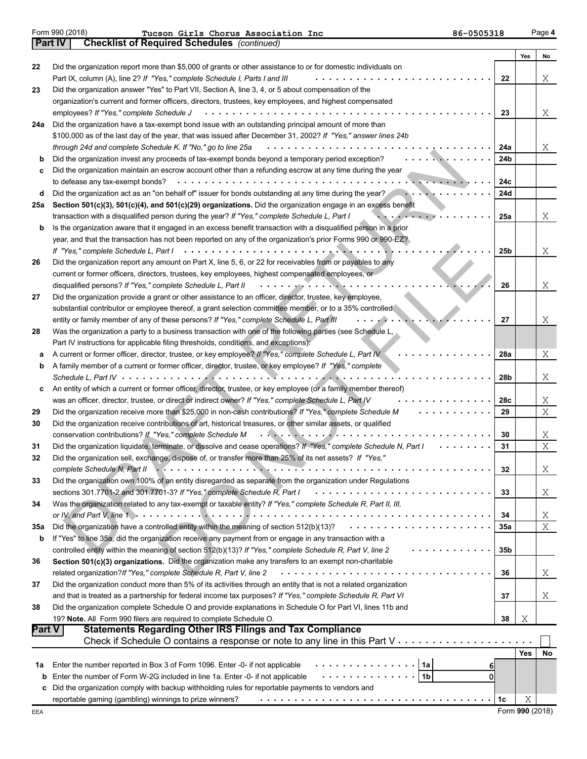Form 990 (2018) **Tucson Girls Chorus Association Inc** 86-0505318

**Part IV** **Checklist of Required Schedules** *(continued)*

| | | | Yes | No |
|---|---|---|---|---|
| 22 | Did the organization report more than $5,000 of grants or other assistance to or for domestic individuals on Part IX, column (A), line 2? *If "Yes," complete Schedule I, Parts I and III* | 22 | | X |
| 23 | Did the organization answer "Yes" to Part VII, Section A, line 3, 4, or 5 about compensation of the organization's current and former officers, directors, trustees, key employees, and highest compensated employees? *If "Yes," complete Schedule J* | 23 | | X |
| 24a | Did the organization have a tax-exempt bond issue with an outstanding principal amount of more than $100,000 as of the last day of the year, that was issued after December 31, 2002? *If "Yes," answer lines 24b through 24d and complete Schedule K. If "No," go to line 25a* | 24a | | X |
| b | Did the organization invest any proceeds of tax-exempt bonds beyond a temporary period exception? | 24b | | |
| c | Did the organization maintain an escrow account other than a refunding escrow at any time during the year to defease any tax-exempt bonds? | 24c | | |
| d | Did the organization act as an "on behalf of" issuer for bonds outstanding at any time during the year? | 24d | | |
| 25a | **Section 501(c)(3), 501(c)(4), and 501(c)(29) organizations.** Did the organization engage in an excess benefit transaction with a disqualified person during the year? *If "Yes," complete Schedule L, Part I* | 25a | | X |
| b | Is the organization aware that it engaged in an excess benefit transaction with a disqualified person in a prior year, and that the transaction has not been reported on any of the organization's prior Forms 990 or 990-EZ? *If "Yes," complete Schedule L, Part I* | 25b | | X |
| 26 | Did the organization report any amount on Part X, line 5, 6, or 22 for receivables from or payables to any current or former officers, directors, trustees, key employees, highest compensated employees, or disqualified persons? *If "Yes," complete Schedule L, Part II* | 26 | | X |
| 27 | Did the organization provide a grant or other assistance to an officer, director, trustee, key employee, substantial contributor or employee thereof, a grant selection committee member, or to a 35% controlled entity or family member of any of these persons? *If "Yes," complete Schedule L, Part III* | 27 | | X |
| 28 | Was the organization a party to a business transaction with one of the following parties (see Schedule L, Part IV instructions for applicable filing thresholds, conditions, and exceptions): | | | |
| a | A current or former officer, director, trustee, or key employee? *If "Yes," complete Schedule L, Part IV* | 28a | | X |
| b | A family member of a current or former officer, director, trustee, or key employee? *If "Yes," complete Schedule L, Part IV* | 28b | | X |
| c | An entity of which a current or former officer, director, trustee, or key employee (or a family member thereof) was an officer, director, trustee, or direct or indirect owner? *If "Yes," complete Schedule L, Part IV* | 28c | | X |
| 29 | Did the organization receive more than $25,000 in non-cash contributions? *If "Yes," complete Schedule M* | 29 | | X |
| 30 | Did the organization receive contributions of art, historical treasures, or other similar assets, or qualified conservation contributions? *If "Yes," complete Schedule M* | 30 | | X |
| 31 | Did the organization liquidate, terminate, or dissolve and cease operations? *If "Yes," complete Schedule N, Part I* | 31 | | X |
| 32 | Did the organization sell, exchange, dispose of, or transfer more than 25% of its net assets? *If "Yes," complete Schedule N, Part II* | 32 | | X |
| 33 | Did the organization own 100% of an entity disregarded as separate from the organization under Regulations sections 301.7701-2 and 301.7701-3? *If "Yes," complete Schedule R, Part I* | 33 | | X |
| 34 | Was the organization related to any tax-exempt or taxable entity? *If "Yes," complete Schedule R, Part II, III, or IV, and Part V, line 1* | 34 | | X |
| 35a | Did the organization have a controlled entity within the meaning of section 512(b)(13)? | 35a | | X |
| b | If "Yes" to line 35a, did the organization receive any payment from or engage in any transaction with a controlled entity within the meaning of section 512(b)(13)? *If "Yes," complete Schedule R, Part V, line 2* | 35b | | |
| 36 | **Section 501(c)(3) organizations.** Did the organization make any transfers to an exempt non-charitable related organization? *If "Yes," complete Schedule R, Part V, line 2* | 36 | | X |
| 37 | Did the organization conduct more than 5% of its activities through an entity that is not a related organization and that is treated as a partnership for federal income tax purposes? *If "Yes," complete Schedule R, Part VI* | 37 | | X |
| 38 | Did the organization complete Schedule O and provide explanations in Schedule O for Part VI, lines 11b and 19? **Note.** All Form 990 filers are required to complete Schedule O. | 38 | X | |

**Part V** **Statements Regarding Other IRS Filings and Tax Compliance**

Check if Schedule O contains a response or note to any line in this Part V . . . . . . . . . . ☐

| | | | | | Yes | No |
|---|---|---|---|---|---|---|
| 1a | Enter the number reported in Box 3 of Form 1096. Enter -0- if not applicable | 1a | 6 | | | |
| b | Enter the number of Form W-2G included in line 1a. Enter -0- if not applicable | 1b | 0 | | | |
| c | Did the organization comply with backup withholding rules for reportable payments to vendors and reportable gaming (gambling) winnings to prize winners? | | | 1c | X | |

EEA Form **990** (2018)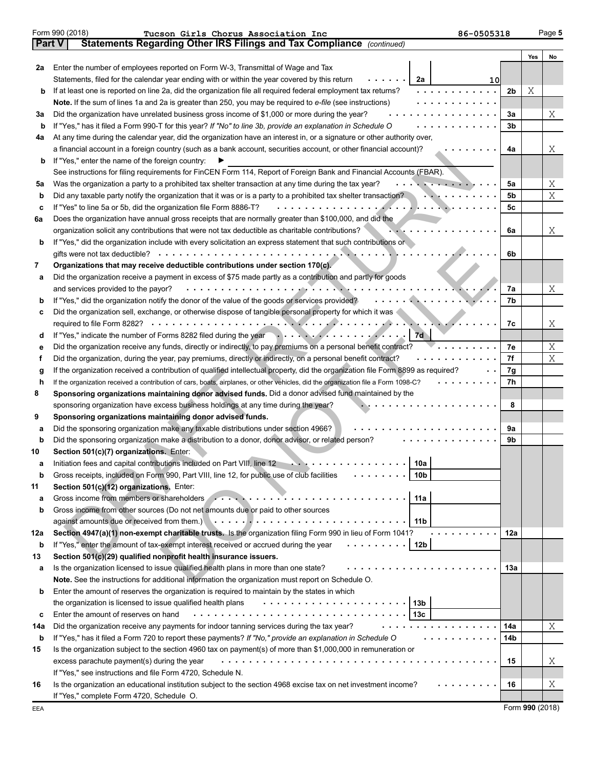Form 990 (2018) Tucson Girls Chorus Association Inc 86-0505318

**Part V Statements Regarding Other IRS Filings and Tax Compliance** *(continued)*

| | | | | Yes | No |
|---|---|---|---|---|---|
| 2a | Enter the number of employees reported on Form W-3, Transmittal of Wage and Tax Statements, filed for the calendar year ending with or within the year covered by this return | 2a 10 | | | |
| b | If at least one is reported on line 2a, did the organization file all required federal employment tax returns? | | 2b | X | |
| | **Note.** If the sum of lines 1a and 2a is greater than 250, you may be required to *e-file* (see instructions) | | | | |
| 3a | Did the organization have unrelated business gross income of $1,000 or more during the year? | | 3a | | X |
| b | If "Yes," has it filed a Form 990-T for this year? *If "No" to line 3b, provide an explanation in Schedule O* | | 3b | | |
| 4a | At any time during the calendar year, did the organization have an interest in, or a signature or other authority over, a financial account in a foreign country (such as a bank account, securities account, or other financial account)? | | 4a | | X |
| b | If "Yes," enter the name of the foreign country: ▶ See instructions for filing requirements for FinCEN Form 114, Report of Foreign Bank and Financial Accounts (FBAR). | | | | |
| 5a | Was the organization a party to a prohibited tax shelter transaction at any time during the tax year? | | 5a | | X |
| b | Did any taxable party notify the organization that it was or is a party to a prohibited tax shelter transaction? | | 5b | | X |
| c | If "Yes" to line 5a or 5b, did the organization file Form 8886-T? | | 5c | | |
| 6a | Does the organization have annual gross receipts that are normally greater than $100,000, and did the organization solicit any contributions that were not tax deductible as charitable contributions? | | 6a | | X |
| b | If "Yes," did the organization include with every solicitation an express statement that such contributions or gifts were not tax deductible? | | 6b | | |
| 7 | **Organizations that may receive deductible contributions under section 170(c).** | | | | |
| a | Did the organization receive a payment in excess of $75 made partly as a contribution and partly for goods and services provided to the payor? | | 7a | | X |
| b | If "Yes," did the organization notify the donor of the value of the goods or services provided? | | 7b | | |
| c | Did the organization sell, exchange, or otherwise dispose of tangible personal property for which it was required to file Form 8282? | | 7c | | X |
| d | If "Yes," indicate the number of Forms 8282 filed during the year | 7d | | | |
| e | Did the organization receive any funds, directly or indirectly, to pay premiums on a personal benefit contract? | | 7e | | X |
| f | Did the organization, during the year, pay premiums, directly or indirectly, on a personal benefit contract? | | 7f | | X |
| g | If the organization received a contribution of qualified intellectual property, did the organization file Form 8899 as required? | | 7g | | |
| h | If the organization received a contribution of cars, boats, airplanes, or other vehicles, did the organization file a Form 1098-C? | | 7h | | |
| 8 | **Sponsoring organizations maintaining donor advised funds.** Did a donor advised fund maintained by the sponsoring organization have excess business holdings at any time during the year? | | 8 | | |
| 9 | **Sponsoring organizations maintaining donor advised funds.** | | | | |
| a | Did the sponsoring organization make any taxable distributions under section 4966? | | 9a | | |
| b | Did the sponsoring organization make a distribution to a donor, donor advisor, or related person? | | 9b | | |
| 10 | **Section 501(c)(7) organizations.** Enter: | | | | |
| a | Initiation fees and capital contributions included on Part VIII, line 12 | 10a | | | |
| b | Gross receipts, included on Form 990, Part VIII, line 12, for public use of club facilities | 10b | | | |
| 11 | **Section 501(c)(12) organizations.** Enter: | | | | |
| a | Gross income from members or shareholders | 11a | | | |
| b | Gross income from other sources (Do not net amounts due or paid to other sources against amounts due or received from them.) | 11b | | | |
| 12a | **Section 4947(a)(1) non-exempt charitable trusts.** Is the organization filing Form 990 in lieu of Form 1041? | | 12a | | |
| b | If "Yes," enter the amount of tax-exempt interest received or accrued during the year | 12b | | | |
| 13 | **Section 501(c)(29) qualified nonprofit health insurance issuers.** | | | | |
| a | Is the organization licensed to issue qualified health plans in more than one state? | | 13a | | |
| | **Note.** See the instructions for additional information the organization must report on Schedule O. | | | | |
| b | Enter the amount of reserves the organization is required to maintain by the states in which the organization is licensed to issue qualified health plans | 13b | | | |
| c | Enter the amount of reserves on hand | 13c | | | |
| 14a | Did the organization receive any payments for indoor tanning services during the tax year? | | 14a | | X |
| b | If "Yes," has it filed a Form 720 to report these payments? *If "No," provide an explanation in Schedule O* | | 14b | | |
| 15 | Is the organization subject to the section 4960 tax on payment(s) of more than $1,000,000 in remuneration or excess parachute payment(s) during the year | | 15 | | X |
| | If "Yes," see instructions and file Form 4720, Schedule N. | | | | |
| 16 | Is the organization an educational institution subject to the section 4968 excise tax on net investment income? | | 16 | | X |
| | If "Yes," complete Form 4720, Schedule O. | | | | |

EEA Form **990** (2018)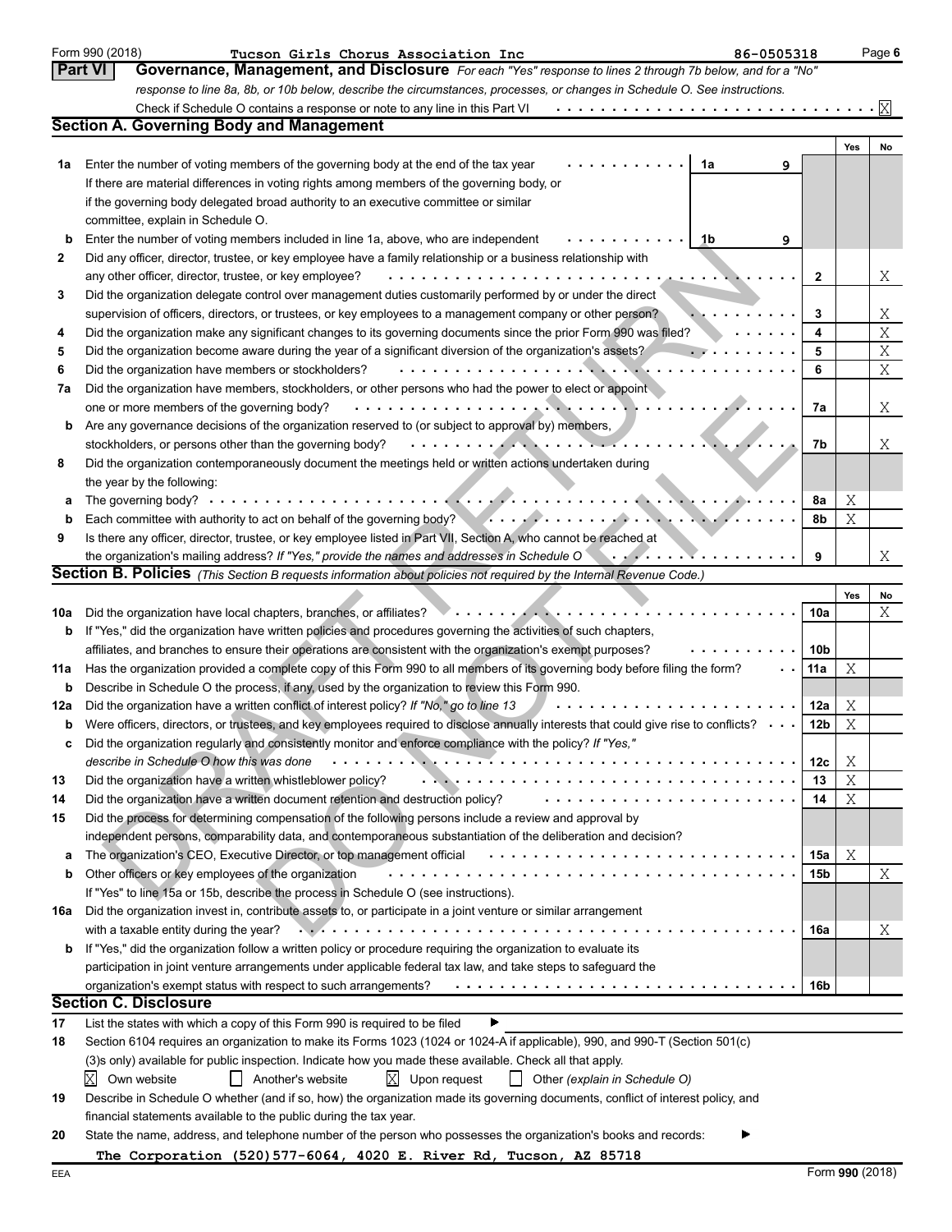Form 990 (2018) Tucson Girls Chorus Association Inc 86-0505318

## Part VI Governance, Management, and Disclosure

*For each "Yes" response to lines 2 through 7b below, and for a "No" response to line 8a, 8b, or 10b below, describe the circumstances, processes, or changes in Schedule O. See instructions.*

Check if Schedule O contains a response or note to any line in this Part VI . . . [X]

### Section A. Governing Body and Management

| | | | Yes | No |
|---|---|---|---|---|
| 1a | Enter the number of voting members of the governing body at the end of the tax year . . . 1a 9<br>If there are material differences in voting rights among members of the governing body, or if the governing body delegated broad authority to an executive committee or similar committee, explain in Schedule O. | | | |
| b | Enter the number of voting members included in line 1a, above, who are independent . . . 1b 9 | | | |
| 2 | Did any officer, director, trustee, or key employee have a family relationship or a business relationship with any other officer, director, trustee, or key employee? | 2 | | X |
| 3 | Did the organization delegate control over management duties customarily performed by or under the direct supervision of officers, directors, or trustees, or key employees to a management company or other person? | 3 | | X |
| 4 | Did the organization make any significant changes to its governing documents since the prior Form 990 was filed? | 4 | | X |
| 5 | Did the organization become aware during the year of a significant diversion of the organization's assets? | 5 | | X |
| 6 | Did the organization have members or stockholders? | 6 | | X |
| 7a | Did the organization have members, stockholders, or other persons who had the power to elect or appoint one or more members of the governing body? | 7a | | X |
| b | Are any governance decisions of the organization reserved to (or subject to approval by) members, stockholders, or persons other than the governing body? | 7b | | X |
| 8 | Did the organization contemporaneously document the meetings held or written actions undertaken during the year by the following: | | | |
| a | The governing body? | 8a | X | |
| b | Each committee with authority to act on behalf of the governing body? | 8b | X | |
| 9 | Is there any officer, director, trustee, or key employee listed in Part VII, Section A, who cannot be reached at the organization's mailing address? *If "Yes," provide the names and addresses in Schedule O* | 9 | | X |

### Section B. Policies *(This Section B requests information about policies not required by the Internal Revenue Code.)*

| | | | Yes | No |
|---|---|---|---|---|
| 10a | Did the organization have local chapters, branches, or affiliates? | 10a | | X |
| b | If "Yes," did the organization have written policies and procedures governing the activities of such chapters, affiliates, and branches to ensure their operations are consistent with the organization's exempt purposes? | 10b | | |
| 11a | Has the organization provided a complete copy of this Form 990 to all members of its governing body before filing the form? | 11a | X | |
| b | Describe in Schedule O the process, if any, used by the organization to review this Form 990. | | | |
| 12a | Did the organization have a written conflict of interest policy? *If "No," go to line 13* | 12a | X | |
| b | Were officers, directors, or trustees, and key employees required to disclose annually interests that could give rise to conflicts? | 12b | X | |
| c | Did the organization regularly and consistently monitor and enforce compliance with the policy? *If "Yes," describe in Schedule O how this was done* | 12c | X | |
| 13 | Did the organization have a written whistleblower policy? | 13 | X | |
| 14 | Did the organization have a written document retention and destruction policy? | 14 | X | |
| 15 | Did the process for determining compensation of the following persons include a review and approval by independent persons, comparability data, and contemporaneous substantiation of the deliberation and decision? | | | |
| a | The organization's CEO, Executive Director, or top management official | 15a | X | |
| b | Other officers or key employees of the organization | 15b | | X |
| | If "Yes" to line 15a or 15b, describe the process in Schedule O (see instructions). | | | |
| 16a | Did the organization invest in, contribute assets to, or participate in a joint venture or similar arrangement with a taxable entity during the year? | 16a | | X |
| b | If "Yes," did the organization follow a written policy or procedure requiring the organization to evaluate its participation in joint venture arrangements under applicable federal tax law, and take steps to safeguard the organization's exempt status with respect to such arrangements? | 16b | | |

### Section C. Disclosure

17 List the states with which a copy of this Form 990 is required to be filed ▶

18 Section 6104 requires an organization to make its Forms 1023 (1024 or 1024-A if applicable), 990, and 990-T (Section 501(c)(3)s only) available for public inspection. Indicate how you made these available. Check all that apply.

[X] Own website [ ] Another's website [X] Upon request [ ] Other *(explain in Schedule O)*

19 Describe in Schedule O whether (and if so, how) the organization made its governing documents, conflict of interest policy, and financial statements available to the public during the tax year.

20 State the name, address, and telephone number of the person who possesses the organization's books and records: ▶

**The Corporation (520)577-6064, 4020 E. River Rd, Tucson, AZ 85718**

EEA Form 990 (2018)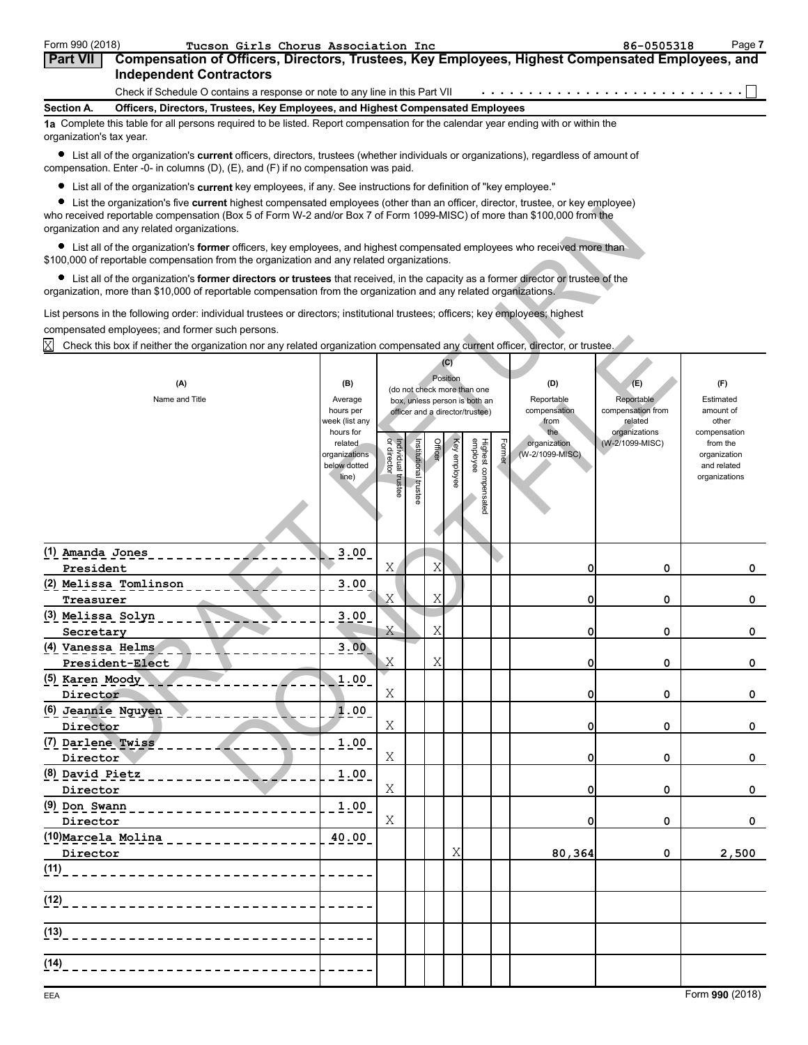Form 990 (2018) Tucson Girls Chorus Association Inc 86-0505318

**Part VII** **Compensation of Officers, Directors, Trustees, Key Employees, Highest Compensated Employees, and Independent Contractors**

Check if Schedule O contains a response or note to any line in this Part VII ☐

**Section A. Officers, Directors, Trustees, Key Employees, and Highest Compensated Employees**

**1a** Complete this table for all persons required to be listed. Report compensation for the calendar year ending with or within the organization's tax year.

- List all of the organization's **current** officers, directors, trustees (whether individuals or organizations), regardless of amount of compensation. Enter -0- in columns (D), (E), and (F) if no compensation was paid.
- List all of the organization's **current** key employees, if any. See instructions for definition of "key employee."
- List the organization's five **current** highest compensated employees (other than an officer, director, trustee, or key employee) who received reportable compensation (Box 5 of Form W-2 and/or Box 7 of Form 1099-MISC) of more than $100,000 from the organization and any related organizations.
- List all of the organization's **former** officers, key employees, and highest compensated employees who received more than $100,000 of reportable compensation from the organization and any related organizations.
- List all of the organization's **former directors or trustees** that received, in the capacity as a former director or trustee of the organization, more than $10,000 of reportable compensation from the organization and any related organizations.

List persons in the following order: individual trustees or directors; institutional trustees; officers; key employees; highest compensated employees; and former such persons.

☒ Check this box if neither the organization nor any related organization compensated any current officer, director, or trustee.

| (A) Name and Title | (B) Average hours per week (list any hours for related organizations below dotted line) | (C) Position: Individual trustee or director | Institutional trustee | Officer | Key employee | Highest compensated employee | Former | (D) Reportable compensation from the organization (W-2/1099-MISC) | (E) Reportable compensation from related organizations (W-2/1099-MISC) | (F) Estimated amount of other compensation from the organization and related organizations |
|---|---|---|---|---|---|---|---|---|---|---|
| (1) Amanda Jones<br>President | 3.00 | X | | X | | | | 0 | 0 | 0 |
| (2) Melissa Tomlinson<br>Treasurer | 3.00 | X | | X | | | | 0 | 0 | 0 |
| (3) Melissa Solyn<br>Secretary | 3.00 | X | | X | | | | 0 | 0 | 0 |
| (4) Vanessa Helms<br>President-Elect | 3.00 | X | | X | | | | 0 | 0 | 0 |
| (5) Karen Moody<br>Director | 1.00 | X | | | | | | 0 | 0 | 0 |
| (6) Jeannie Nguyen<br>Director | 1.00 | X | | | | | | 0 | 0 | 0 |
| (7) Darlene Twiss<br>Director | 1.00 | X | | | | | | 0 | 0 | 0 |
| (8) David Pietz<br>Director | 1.00 | X | | | | | | 0 | 0 | 0 |
| (9) Don Swann<br>Director | 1.00 | X | | | | | | 0 | 0 | 0 |
| (10) Marcela Molina<br>Director | 40.00 | | | | X | | | 80,364 | 0 | 2,500 |
| (11) | | | | | | | | | | |
| (12) | | | | | | | | | | |
| (13) | | | | | | | | | | |
| (14) | | | | | | | | | | |

EEA Form **990** (2018)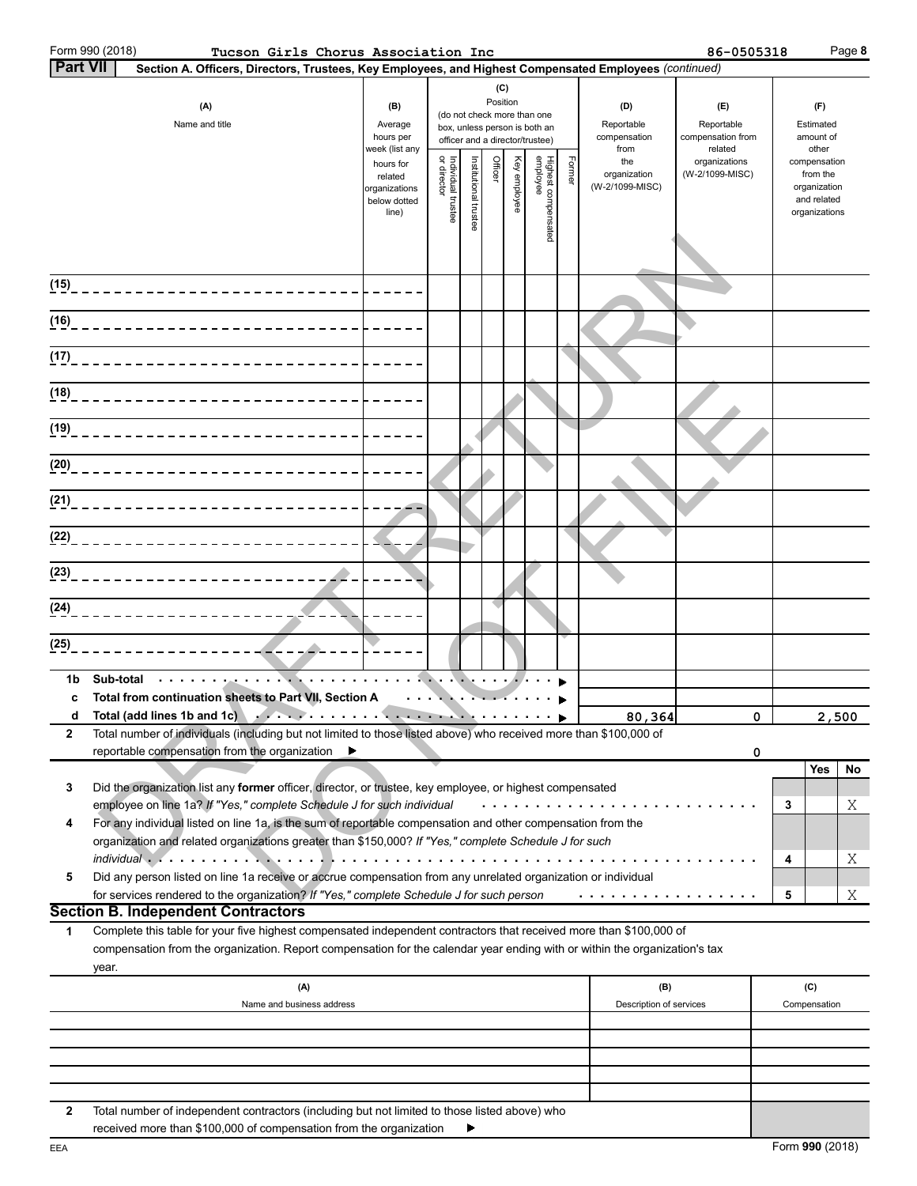Form 990 (2018) Tucson Girls Chorus Association Inc 86-0505318

**Part VII** **Section A. Officers, Directors, Trustees, Key Employees, and Highest Compensated Employees** *(continued)*

| (A) Name and title | (B) Average hours per week (list any hours for related organizations below dotted line) | (C) Position (do not check more than one box, unless person is both an officer and a director/trustee) Individual trustee or director | Institutional trustee | Officer | Key employee | Highest compensated employee | Former | (D) Reportable compensation from the organization (W-2/1099-MISC) | (E) Reportable compensation from related organizations (W-2/1099-MISC) | (F) Estimated amount of other compensation from the organization and related organizations |
|---|---|---|---|---|---|---|---|---|---|---|
| (15) | | | | | | | | | | |
| (16) | | | | | | | | | | |
| (17) | | | | | | | | | | |
| (18) | | | | | | | | | | |
| (19) | | | | | | | | | | |
| (20) | | | | | | | | | | |
| (21) | | | | | | | | | | |
| (22) | | | | | | | | | | |
| (23) | | | | | | | | | | |
| (24) | | | | | | | | | | |
| (25) | | | | | | | | | | |
| **1b Sub-total** | | | | | | | | | | |
| **c Total from continuation sheets to Part VII, Section A** | | | | | | | | | | |
| **d Total (add lines 1b and 1c)** | | | | | | | | 80,364 | 0 | 2,500 |

**2** Total number of individuals (including but not limited to those listed above) who received more than $100,000 of reportable compensation from the organization ▶ 0

| | | | Yes | No |
|---|---|---|---|---|
| **3** | Did the organization list any **former** officer, director, or trustee, key employee, or highest compensated employee on line 1a? *If "Yes," complete Schedule J for such individual* | 3 | | X |
| **4** | For any individual listed on line 1a, is the sum of reportable compensation and other compensation from the organization and related organizations greater than $150,000? *If "Yes," complete Schedule J for such individual* | 4 | | X |
| **5** | Did any person listed on line 1a receive or accrue compensation from any unrelated organization or individual for services rendered to the organization? *If "Yes," complete Schedule J for such person* | 5 | | X |

## Section B. Independent Contractors

**1** Complete this table for your five highest compensated independent contractors that received more than $100,000 of compensation from the organization. Report compensation for the calendar year ending with or within the organization's tax year.

| (A) Name and business address | (B) Description of services | (C) Compensation |
|---|---|---|
| | | |
| | | |
| | | |
| | | |
| | | |

**2** Total number of independent contractors (including but not limited to those listed above) who received more than $100,000 of compensation from the organization ▶

Form **990** (2018)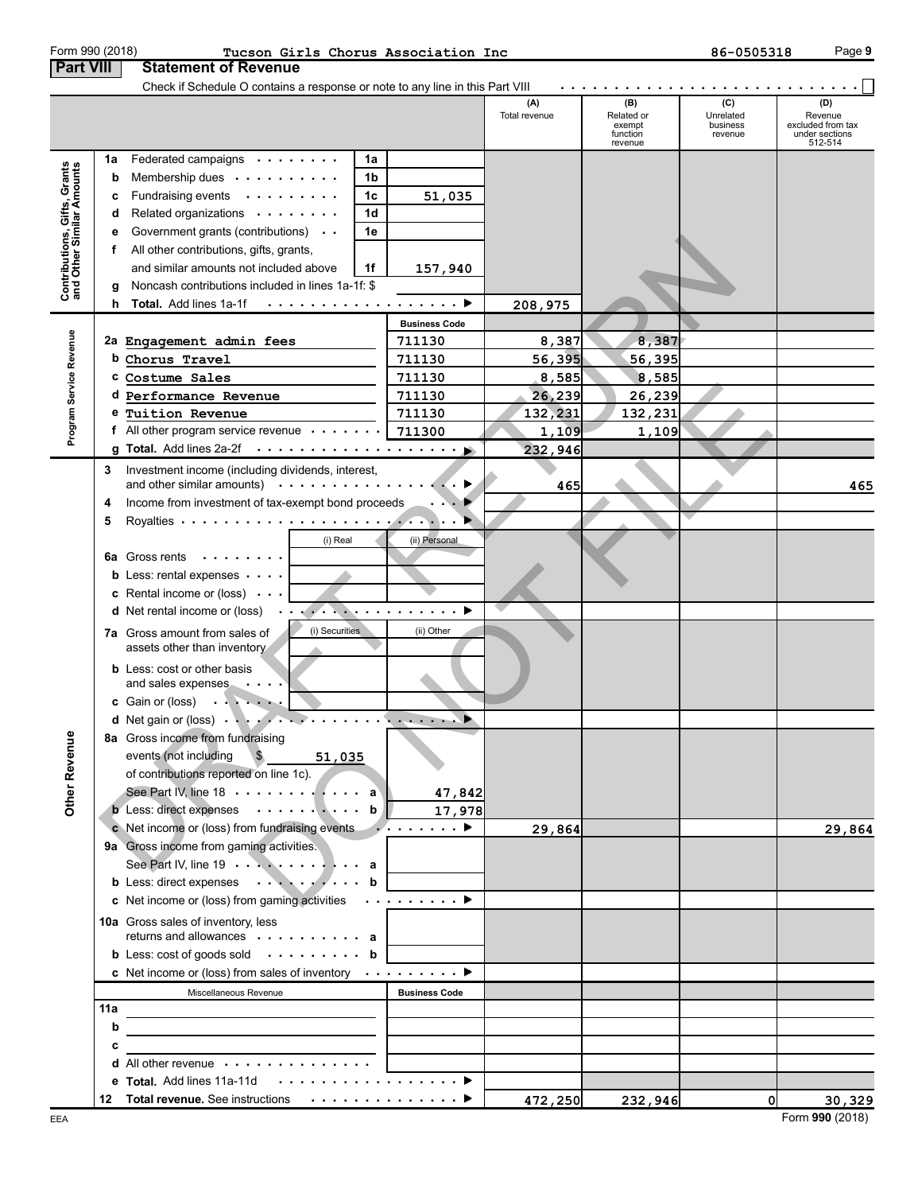Form 990 (2018) **Tucson Girls Chorus Association Inc** 86-0505318

## Part VIII Statement of Revenue

Check if Schedule O contains a response or note to any line in this Part VIII . . . . . . . . . . . . . . . . . . . . . . . . . . . . ☐

| | | | (A) Total revenue | (B) Related or exempt function revenue | (C) Unrelated business revenue | (D) Revenue excluded from tax under sections 512-514 |
|---|---|---|---|---|---|---|
| **Contributions, Gifts, Grants and Other Similar Amounts** | | | | | | |
| 1a Federated campaigns | 1a | | | | | |
| b Membership dues | 1b | | | | | |
| c Fundraising events | 1c | 51,035 | | | | |
| d Related organizations | 1d | | | | | |
| e Government grants (contributions) | 1e | | | | | |
| f All other contributions, gifts, grants, and similar amounts not included above | 1f | 157,940 | | | | |
| g Noncash contributions included in lines 1a-1f: $ | | | | | | |
| h **Total.** Add lines 1a-1f ▶ | | | 208,975 | | | |
| **Program Service Revenue** | | **Business Code** | | | | |
| 2a Engagement admin fees | | 711130 | 8,387 | 8,387 | | |
| b Chorus Travel | | 711130 | 56,395 | 56,395 | | |
| c Costume Sales | | 711130 | 8,585 | 8,585 | | |
| d Performance Revenue | | 711130 | 26,239 | 26,239 | | |
| e Tuition Revenue | | 711130 | 132,231 | 132,231 | | |
| f All other program service revenue | | 711300 | 1,109 | 1,109 | | |
| g **Total.** Add lines 2a-2f ▶ | | | 232,946 | | | |
| **Other Revenue** | | | | | | |
| 3 Investment income (including dividends, interest, and other similar amounts) ▶ | | | 465 | | | 465 |
| 4 Income from investment of tax-exempt bond proceeds ▶ | | | | | | |
| 5 Royalties ▶ | | | | | | |
| | (i) Real | (ii) Personal | | | | |
| 6a Gross rents | | | | | | |
| b Less: rental expenses | | | | | | |
| c Rental income or (loss) | | | | | | |
| d Net rental income or (loss) ▶ | | | | | | |
| | (i) Securities | (ii) Other | | | | |
| 7a Gross amount from sales of assets other than inventory | | | | | | |
| b Less: cost or other basis and sales expenses | | | | | | |
| c Gain or (loss) | | | | | | |
| d Net gain or (loss) ▶ | | | | | | |
| 8a Gross income from fundraising events (not including $ 51,035 of contributions reported on line 1c). See Part IV, line 18 | a | 47,842 | | | | |
| b Less: direct expenses | b | 17,978 | | | | |
| c Net income or (loss) from fundraising events ▶ | | | 29,864 | | | 29,864 |
| 9a Gross income from gaming activities. See Part IV, line 19 | a | | | | | |
| b Less: direct expenses | b | | | | | |
| c Net income or (loss) from gaming activities ▶ | | | | | | |
| 10a Gross sales of inventory, less returns and allowances | a | | | | | |
| b Less: cost of goods sold | b | | | | | |
| c Net income or (loss) from sales of inventory ▶ | | | | | | |
| Miscellaneous Revenue | | **Business Code** | | | | |
| 11a | | | | | | |
| b | | | | | | |
| c | | | | | | |
| d All other revenue | | | | | | |
| e **Total.** Add lines 11a-11d ▶ | | | | | | |
| 12 **Total revenue.** See instructions ▶ | | | 472,250 | 232,946 | 0 | 30,329 |

Form **990** (2018)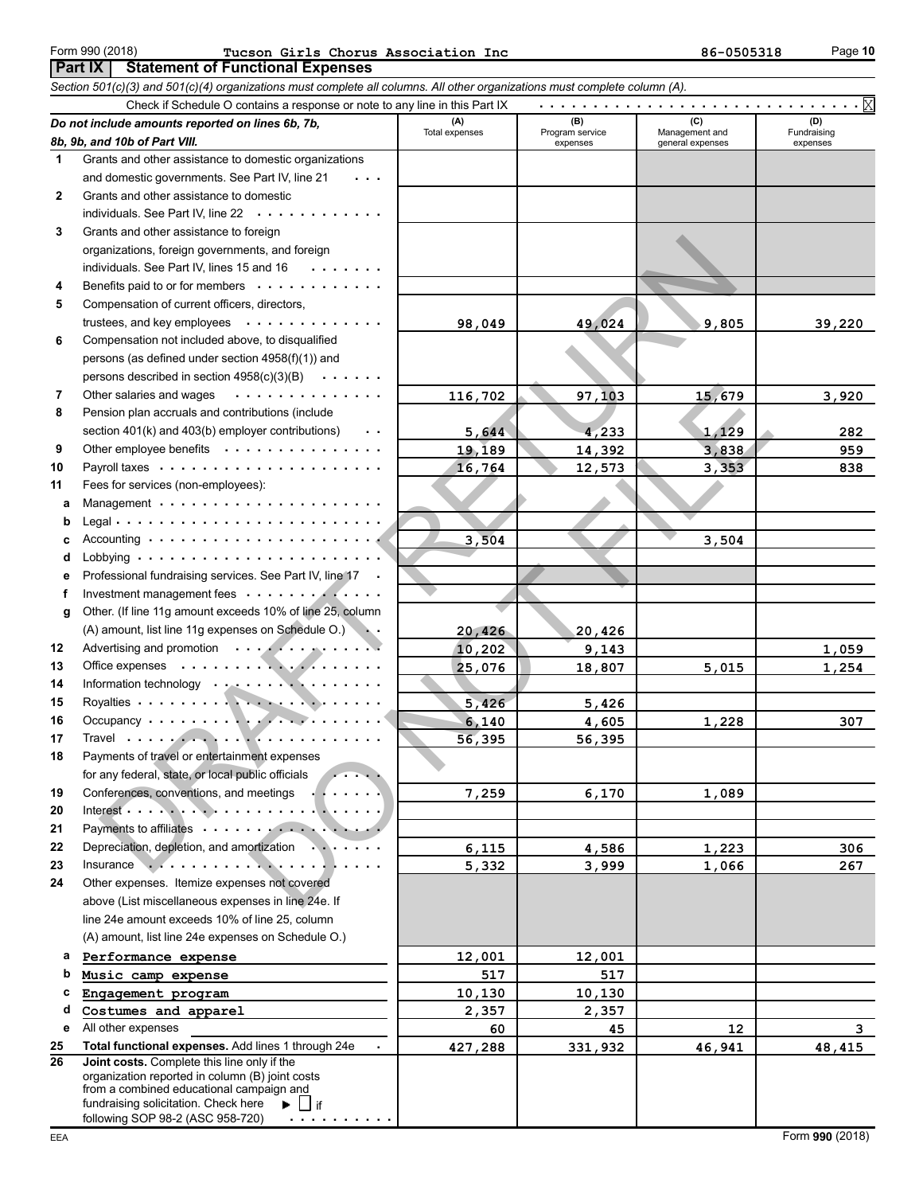Form 990 (2018) Tucson Girls Chorus Association Inc 86-0505318

## Part IX Statement of Functional Expenses

*Section 501(c)(3) and 501(c)(4) organizations must complete all columns. All other organizations must complete column (A).*

Check if Schedule O contains a response or note to any line in this Part IX . . . . . . . . . . X

| | *Do not include amounts reported on lines 6b, 7b, 8b, 9b, and 10b of Part VIII.* | (A) Total expenses | (B) Program service expenses | (C) Management and general expenses | (D) Fundraising expenses |
|---|---|---|---|---|---|
| 1 | Grants and other assistance to domestic organizations and domestic governments. See Part IV, line 21 | | | | |
| 2 | Grants and other assistance to domestic individuals. See Part IV, line 22 | | | | |
| 3 | Grants and other assistance to foreign organizations, foreign governments, and foreign individuals. See Part IV, lines 15 and 16 | | | | |
| 4 | Benefits paid to or for members | | | | |
| 5 | Compensation of current officers, directors, trustees, and key employees | 98,049 | 49,024 | 9,805 | 39,220 |
| 6 | Compensation not included above, to disqualified persons (as defined under section 4958(f)(1)) and persons described in section 4958(c)(3)(B) | | | | |
| 7 | Other salaries and wages | 116,702 | 97,103 | 15,679 | 3,920 |
| 8 | Pension plan accruals and contributions (include section 401(k) and 403(b) employer contributions) | 5,644 | 4,233 | 1,129 | 282 |
| 9 | Other employee benefits | 19,189 | 14,392 | 3,838 | 959 |
| 10 | Payroll taxes | 16,764 | 12,573 | 3,353 | 838 |
| 11 | Fees for services (non-employees): | | | | |
| a | Management | | | | |
| b | Legal | | | | |
| c | Accounting | 3,504 | | 3,504 | |
| d | Lobbying | | | | |
| e | Professional fundraising services. See Part IV, line 17 | | | | |
| f | Investment management fees | | | | |
| g | Other. (If line 11g amount exceeds 10% of line 25, column (A) amount, list line 11g expenses on Schedule O.) | 20,426 | 20,426 | | |
| 12 | Advertising and promotion | 10,202 | 9,143 | | 1,059 |
| 13 | Office expenses | 25,076 | 18,807 | 5,015 | 1,254 |
| 14 | Information technology | | | | |
| 15 | Royalties | 5,426 | 5,426 | | |
| 16 | Occupancy | 6,140 | 4,605 | 1,228 | 307 |
| 17 | Travel | 56,395 | 56,395 | | |
| 18 | Payments of travel or entertainment expenses for any federal, state, or local public officials | | | | |
| 19 | Conferences, conventions, and meetings | 7,259 | 6,170 | 1,089 | |
| 20 | Interest | | | | |
| 21 | Payments to affiliates | | | | |
| 22 | Depreciation, depletion, and amortization | 6,115 | 4,586 | 1,223 | 306 |
| 23 | Insurance | 5,332 | 3,999 | 1,066 | 267 |
| 24 | Other expenses. Itemize expenses not covered above (List miscellaneous expenses in line 24e. If line 24e amount exceeds 10% of line 25, column (A) amount, list line 24e expenses on Schedule O.) | | | | |
| a | Performance expense | 12,001 | 12,001 | | |
| b | Music camp expense | 517 | 517 | | |
| c | Engagement program | 10,130 | 10,130 | | |
| d | Costumes and apparel | 2,357 | 2,357 | | |
| e | All other expenses | 60 | 45 | 12 | 3 |
| 25 | **Total functional expenses.** Add lines 1 through 24e | 427,288 | 331,932 | 46,941 | 48,415 |
| 26 | **Joint costs.** Complete this line only if the organization reported in column (B) joint costs from a combined educational campaign and fundraising solicitation. Check here ▶ ☐ if following SOP 98-2 (ASC 958-720) | | | | |

EEA Form **990** (2018)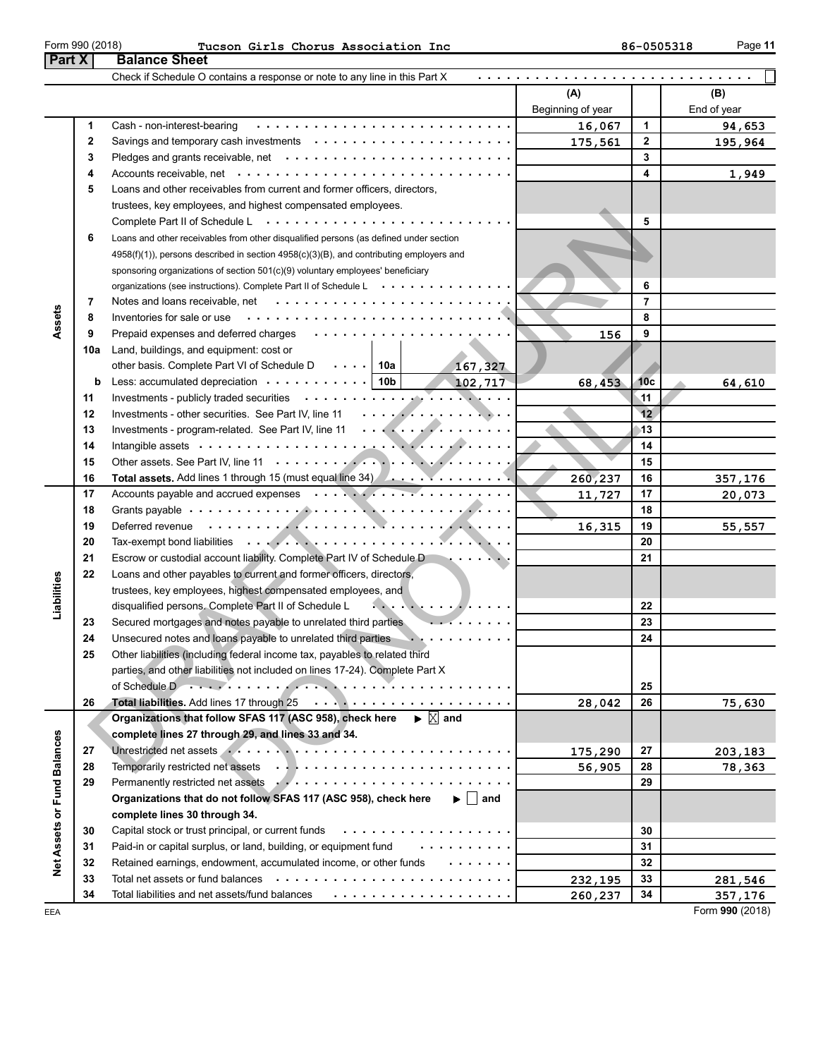Form 990 (2018) Tucson Girls Chorus Association Inc 86-0505318

## Part X Balance Sheet

Check if Schedule O contains a response or note to any line in this Part X ☐

| | | | (A) Beginning of year | | (B) End of year |
|---|---|---|---|---|---|
| Assets | 1 | Cash - non-interest-bearing | 16,067 | 1 | 94,653 |
| | 2 | Savings and temporary cash investments | 175,561 | 2 | 195,964 |
| | 3 | Pledges and grants receivable, net | | 3 | |
| | 4 | Accounts receivable, net | | 4 | 1,949 |
| | 5 | Loans and other receivables from current and former officers, directors, trustees, key employees, and highest compensated employees. Complete Part II of Schedule L | | 5 | |
| | 6 | Loans and other receivables from other disqualified persons (as defined under section 4958(f)(1)), persons described in section 4958(c)(3)(B), and contributing employers and sponsoring organizations of section 501(c)(9) voluntary employees' beneficiary organizations (see instructions). Complete Part II of Schedule L | | 6 | |
| | 7 | Notes and loans receivable, net | | 7 | |
| | 8 | Inventories for sale or use | | 8 | |
| | 9 | Prepaid expenses and deferred charges | 156 | 9 | |
| | 10a | Land, buildings, and equipment: cost or other basis. Complete Part VI of Schedule D ... 10a 167,327 | | | |
| | b | Less: accumulated depreciation ... 10b 102,717 | 68,453 | 10c | 64,610 |
| | 11 | Investments - publicly traded securities | | 11 | |
| | 12 | Investments - other securities. See Part IV, line 11 | | 12 | |
| | 13 | Investments - program-related. See Part IV, line 11 | | 13 | |
| | 14 | Intangible assets | | 14 | |
| | 15 | Other assets. See Part IV, line 11 | | 15 | |
| | 16 | **Total assets.** Add lines 1 through 15 (must equal line 34) | 260,237 | 16 | 357,176 |
| Liabilities | 17 | Accounts payable and accrued expenses | 11,727 | 17 | 20,073 |
| | 18 | Grants payable | | 18 | |
| | 19 | Deferred revenue | 16,315 | 19 | 55,557 |
| | 20 | Tax-exempt bond liabilities | | 20 | |
| | 21 | Escrow or custodial account liability. Complete Part IV of Schedule D | | 21 | |
| | 22 | Loans and other payables to current and former officers, directors, trustees, key employees, highest compensated employees, and disqualified persons. Complete Part II of Schedule L | | 22 | |
| | 23 | Secured mortgages and notes payable to unrelated third parties | | 23 | |
| | 24 | Unsecured notes and loans payable to unrelated third parties | | 24 | |
| | 25 | Other liabilities (including federal income tax, payables to related third parties, and other liabilities not included on lines 17-24). Complete Part X of Schedule D | | 25 | |
| | 26 | **Total liabilities.** Add lines 17 through 25 | 28,042 | 26 | 75,630 |
| Net Assets or Fund Balances | | **Organizations that follow SFAS 117 (ASC 958), check here** ▶ ☒ **and complete lines 27 through 29, and lines 33 and 34.** | | | |
| | 27 | Unrestricted net assets | 175,290 | 27 | 203,183 |
| | 28 | Temporarily restricted net assets | 56,905 | 28 | 78,363 |
| | 29 | Permanently restricted net assets | | 29 | |
| | | **Organizations that do not follow SFAS 117 (ASC 958), check here** ▶ ☐ **and complete lines 30 through 34.** | | | |
| | 30 | Capital stock or trust principal, or current funds | | 30 | |
| | 31 | Paid-in or capital surplus, or land, building, or equipment fund | | 31 | |
| | 32 | Retained earnings, endowment, accumulated income, or other funds | | 32 | |
| | 33 | Total net assets or fund balances | 232,195 | 33 | 281,546 |
| | 34 | Total liabilities and net assets/fund balances | 260,237 | 34 | 357,176 |

EEA Form **990** (2018)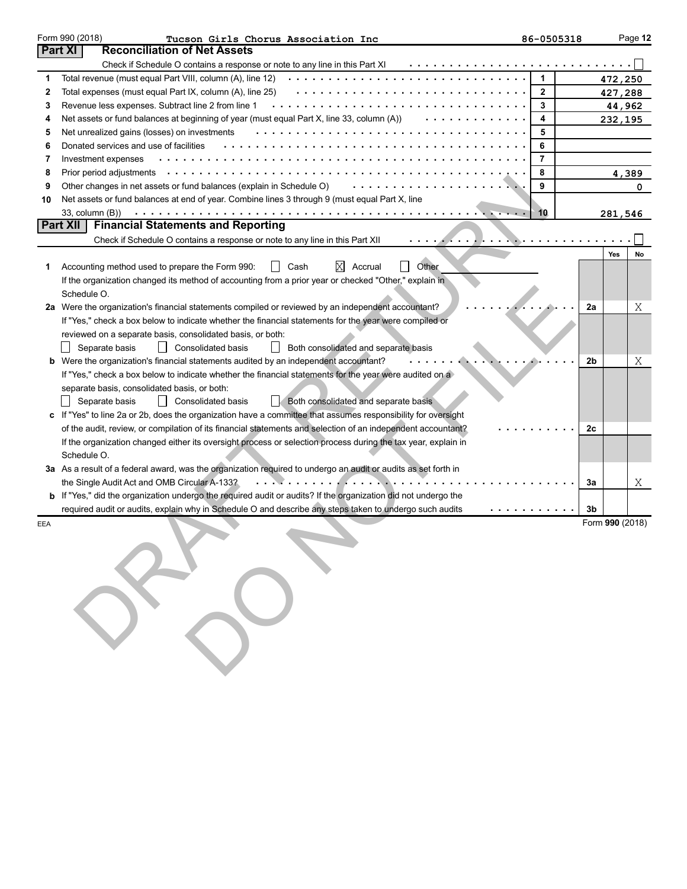Form 990 (2018) Tucson Girls Chorus Association Inc 86-0505318 Page 12

## Part XI Reconciliation of Net Assets

Check if Schedule O contains a response or note to any line in this Part XI . . . . . . . . . . ☐

| | | | |
|---|---|---|---|
| 1 | Total revenue (must equal Part VIII, column (A), line 12) | 1 | 472,250 |
| 2 | Total expenses (must equal Part IX, column (A), line 25) | 2 | 427,288 |
| 3 | Revenue less expenses. Subtract line 2 from line 1 | 3 | 44,962 |
| 4 | Net assets or fund balances at beginning of year (must equal Part X, line 33, column (A)) | 4 | 232,195 |
| 5 | Net unrealized gains (losses) on investments | 5 | |
| 6 | Donated services and use of facilities | 6 | |
| 7 | Investment expenses | 7 | |
| 8 | Prior period adjustments | 8 | 4,389 |
| 9 | Other changes in net assets or fund balances (explain in Schedule O) | 9 | 0 |
| 10 | Net assets or fund balances at end of year. Combine lines 3 through 9 (must equal Part X, line 33, column (B)) | 10 | 281,546 |

## Part XII Financial Statements and Reporting

Check if Schedule O contains a response or note to any line in this Part XII . . . . . . . . . . ☐

| | | | Yes | No |
|---|---|---|---|---|
| 1 | Accounting method used to prepare the Form 990: ☐ Cash ☒ Accrual ☐ Other<br>If the organization changed its method of accounting from a prior year or checked "Other," explain in Schedule O. | | | |
| 2a | Were the organization's financial statements compiled or reviewed by an independent accountant?<br>If "Yes," check a box below to indicate whether the financial statements for the year were compiled or reviewed on a separate basis, consolidated basis, or both:<br>☐ Separate basis ☐ Consolidated basis ☐ Both consolidated and separate basis | 2a | | X |
| b | Were the organization's financial statements audited by an independent accountant?<br>If "Yes," check a box below to indicate whether the financial statements for the year were audited on a separate basis, consolidated basis, or both:<br>☐ Separate basis ☐ Consolidated basis ☐ Both consolidated and separate basis | 2b | | X |
| c | If "Yes" to line 2a or 2b, does the organization have a committee that assumes responsibility for oversight of the audit, review, or compilation of its financial statements and selection of an independent accountant?<br>If the organization changed either its oversight process or selection process during the tax year, explain in Schedule O. | 2c | | |
| 3a | As a result of a federal award, was the organization required to undergo an audit or audits as set forth in the Single Audit Act and OMB Circular A-133? | 3a | | X |
| b | If "Yes," did the organization undergo the required audit or audits? If the organization did not undergo the required audit or audits, explain why in Schedule O and describe any steps taken to undergo such audits | 3b | | |

EEA Form 990 (2018)

DRAFT RETURN DO NOT FILE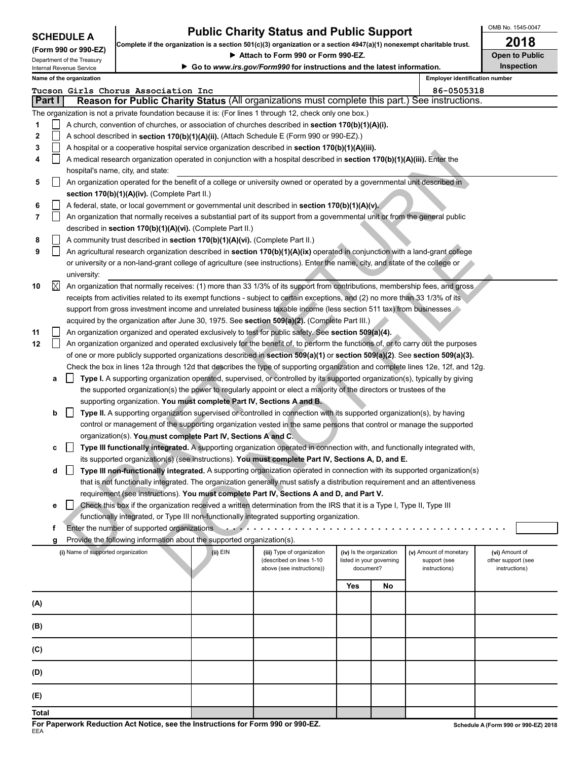**SCHEDULE A (Form 990 or 990-EZ)**

Department of the Treasury
Internal Revenue Service

# Public Charity Status and Public Support

**Complete if the organization is a section 501(c)(3) organization or a section 4947(a)(1) nonexempt charitable trust.**

▶ Attach to Form 990 or Form 990-EZ.

▶ Go to *www.irs.gov/Form990* for instructions and the latest information.

OMB No. 1545-0047

**2018**

**Open to Public Inspection**

**Name of the organization:** Tucson Girls Chorus Association Inc

**Employer identification number:** 86-0505318

## Part I — Reason for Public Charity Status (All organizations must complete this part.) See instructions.

The organization is not a private foundation because it is: (For lines 1 through 12, check only one box.)

1. ☐ A church, convention of churches, or association of churches described in **section 170(b)(1)(A)(i).**
2. ☐ A school described in **section 170(b)(1)(A)(ii).** (Attach Schedule E (Form 990 or 990-EZ).)
3. ☐ A hospital or a cooperative hospital service organization described in **section 170(b)(1)(A)(iii).**
4. ☐ A medical research organization operated in conjunction with a hospital described in **section 170(b)(1)(A)(iii).** Enter the hospital's name, city, and state:
5. ☐ An organization operated for the benefit of a college or university owned or operated by a governmental unit described in **section 170(b)(1)(A)(iv).** (Complete Part II.)
6. ☐ A federal, state, or local government or governmental unit described in **section 170(b)(1)(A)(v).**
7. ☐ An organization that normally receives a substantial part of its support from a governmental unit or from the general public described in **section 170(b)(1)(A)(vi).** (Complete Part II.)
8. ☐ A community trust described in **section 170(b)(1)(A)(vi).** (Complete Part II.)
9. ☐ An agricultural research organization described in **section 170(b)(1)(A)(ix)** operated in conjunction with a land-grant college or university or a non-land-grant college of agriculture (see instructions). Enter the name, city, and state of the college or university:
10. ☒ An organization that normally receives: (1) more than 33 1/3% of its support from contributions, membership fees, and gross receipts from activities related to its exempt functions - subject to certain exceptions, and (2) no more than 33 1/3% of its support from gross investment income and unrelated business taxable income (less section 511 tax) from businesses acquired by the organization after June 30, 1975. See **section 509(a)(2).** (Complete Part III.)
11. ☐ An organization organized and operated exclusively to test for public safety. See **section 509(a)(4).**
12. ☐ An organization organized and operated exclusively for the benefit of, to perform the functions of, or to carry out the purposes of one or more publicly supported organizations described in **section 509(a)(1)** or **section 509(a)(2)**. See **section 509(a)(3).** Check the box in lines 12a through 12d that describes the type of supporting organization and complete lines 12e, 12f, and 12g.
   - **a** ☐ **Type I.** A supporting organization operated, supervised, or controlled by its supported organization(s), typically by giving the supported organization(s) the power to regularly appoint or elect a majority of the directors or trustees of the supporting organization. **You must complete Part IV, Sections A and B.**
   - **b** ☐ **Type II.** A supporting organization supervised or controlled in connection with its supported organization(s), by having control or management of the supporting organization vested in the same persons that control or manage the supported organization(s). **You must complete Part IV, Sections A and C.**
   - **c** ☐ **Type III functionally integrated.** A supporting organization operated in connection with, and functionally integrated with, its supported organization(s) (see instructions). **You must complete Part IV, Sections A, D, and E.**
   - **d** ☐ **Type III non-functionally integrated.** A supporting organization operated in connection with its supported organization(s) that is not functionally integrated. The organization generally must satisfy a distribution requirement and an attentiveness requirement (see instructions). **You must complete Part IV, Sections A and D, and Part V.**
   - **e** ☐ Check this box if the organization received a written determination from the IRS that it is a Type I, Type II, Type III functionally integrated, or Type III non-functionally integrated supporting organization.
   - **f** Enter the number of supported organizations
   - **g** Provide the following information about the supported organization(s).

| | (i) Name of supported organization | (ii) EIN | (iii) Type of organization (described on lines 1-10 above (see instructions)) | (iv) Is the organization listed in your governing document? Yes | No | (v) Amount of monetary support (see instructions) | (vi) Amount of other support (see instructions) |
|---|---|---|---|---|---|---|---|
| (A) | | | | | | | |
| (B) | | | | | | | |
| (C) | | | | | | | |
| (D) | | | | | | | |
| (E) | | | | | | | |
| Total | | | | | | | |

**For Paperwork Reduction Act Notice, see the Instructions for Form 990 or 990-EZ.**

EEA

**Schedule A (Form 990 or 990-EZ) 2018**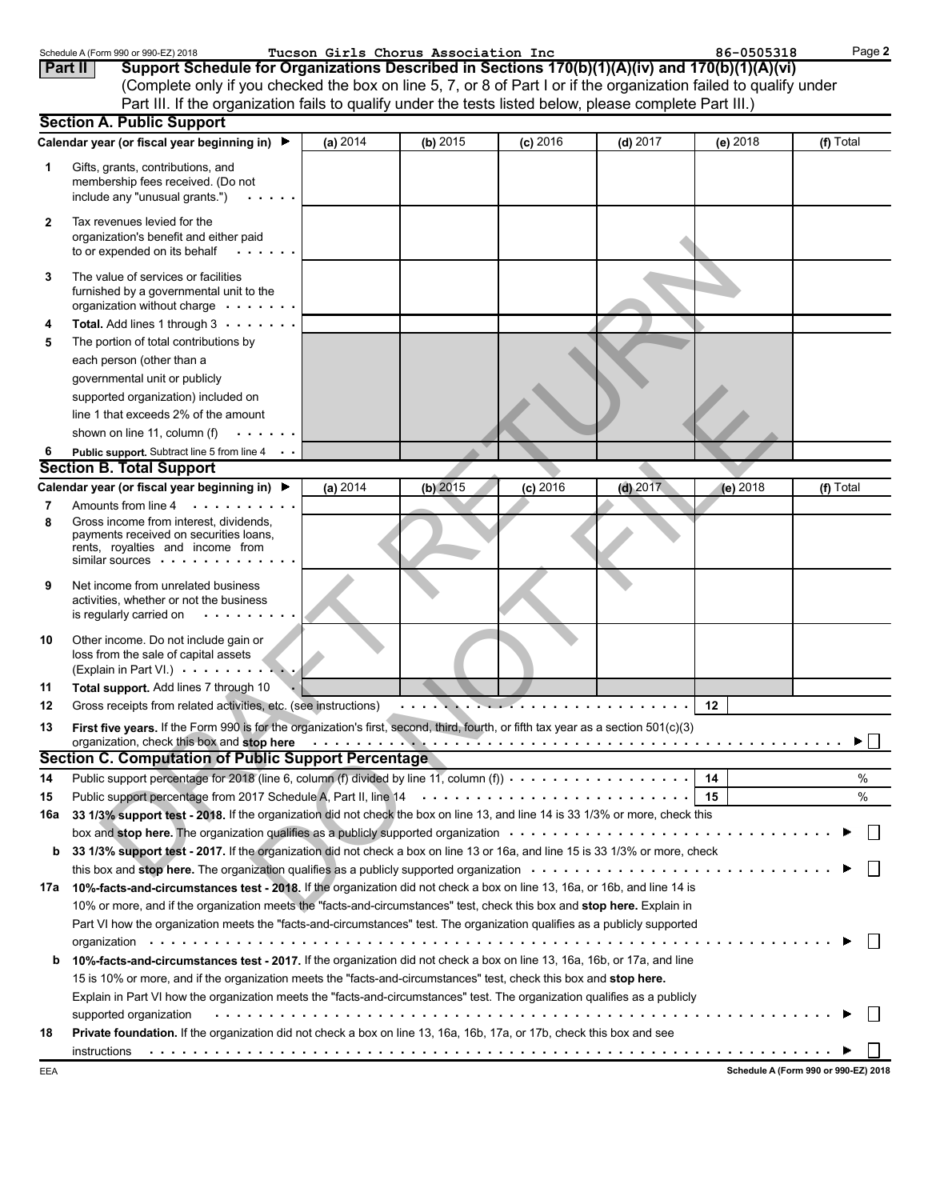Schedule A (Form 990 or 990-EZ) 2018 Tucson Girls Chorus Association Inc 86-0505318 Page **2**

## Part II Support Schedule for Organizations Described in Sections 170(b)(1)(A)(iv) and 170(b)(1)(A)(vi)

(Complete only if you checked the box on line 5, 7, or 8 of Part I or if the organization failed to qualify under Part III. If the organization fails to qualify under the tests listed below, please complete Part III.)

### Section A. Public Support

| Calendar year (or fiscal year beginning in) ▶ | (a) 2014 | (b) 2015 | (c) 2016 | (d) 2017 | (e) 2018 | (f) Total |
|---|---|---|---|---|---|---|
| **1** Gifts, grants, contributions, and membership fees received. (Do not include any "unusual grants.") | | | | | | |
| **2** Tax revenues levied for the organization's benefit and either paid to or expended on its behalf | | | | | | |
| **3** The value of services or facilities furnished by a governmental unit to the organization without charge | | | | | | |
| **4** **Total.** Add lines 1 through 3 | | | | | | |
| **5** The portion of total contributions by each person (other than a governmental unit or publicly supported organization) included on line 1 that exceeds 2% of the amount shown on line 11, column (f) | | | | | | |
| **6** **Public support.** Subtract line 5 from line 4 | | | | | | |

### Section B. Total Support

| Calendar year (or fiscal year beginning in) ▶ | (a) 2014 | (b) 2015 | (c) 2016 | (d) 2017 | (e) 2018 | (f) Total |
|---|---|---|---|---|---|---|
| **7** Amounts from line 4 | | | | | | |
| **8** Gross income from interest, dividends, payments received on securities loans, rents, royalties and income from similar sources | | | | | | |
| **9** Net income from unrelated business activities, whether or not the business is regularly carried on | | | | | | |
| **10** Other income. Do not include gain or loss from the sale of capital assets (Explain in Part VI.) | | | | | | |
| **11** **Total support.** Add lines 7 through 10 | | | | | | |

**12** Gross receipts from related activities, etc. (see instructions) **12**

**13** **First five years.** If the Form 990 is for the organization's first, second, third, fourth, or fifth tax year as a section 501(c)(3) organization, check this box and **stop here** ▶ ☐

### Section C. Computation of Public Support Percentage

**14** Public support percentage for 2018 (line 6, column (f) divided by line 11, column (f)) **14** %

**15** Public support percentage from 2017 Schedule A, Part II, line 14 **15** %

**16a** **33 1/3% support test - 2018.** If the organization did not check the box on line 13, and line 14 is 33 1/3% or more, check this box and **stop here.** The organization qualifies as a publicly supported organization ▶ ☐

**b** **33 1/3% support test - 2017.** If the organization did not check a box on line 13 or 16a, and line 15 is 33 1/3% or more, check this box and **stop here.** The organization qualifies as a publicly supported organization ▶ ☐

**17a** **10%-facts-and-circumstances test - 2018.** If the organization did not check a box on line 13, 16a, or 16b, and line 14 is 10% or more, and if the organization meets the "facts-and-circumstances" test, check this box and **stop here.** Explain in Part VI how the organization meets the "facts-and-circumstances" test. The organization qualifies as a publicly supported organization ▶ ☐

**b** **10%-facts-and-circumstances test - 2017.** If the organization did not check a box on line 13, 16a, 16b, or 17a, and line 15 is 10% or more, and if the organization meets the "facts-and-circumstances" test, check this box and **stop here.** Explain in Part VI how the organization meets the "facts-and-circumstances" test. The organization qualifies as a publicly supported organization ▶ ☐

**18** **Private foundation.** If the organization did not check a box on line 13, 16a, 16b, 17a, or 17b, check this box and see instructions ▶ ☐

EEA **Schedule A (Form 990 or 990-EZ) 2018**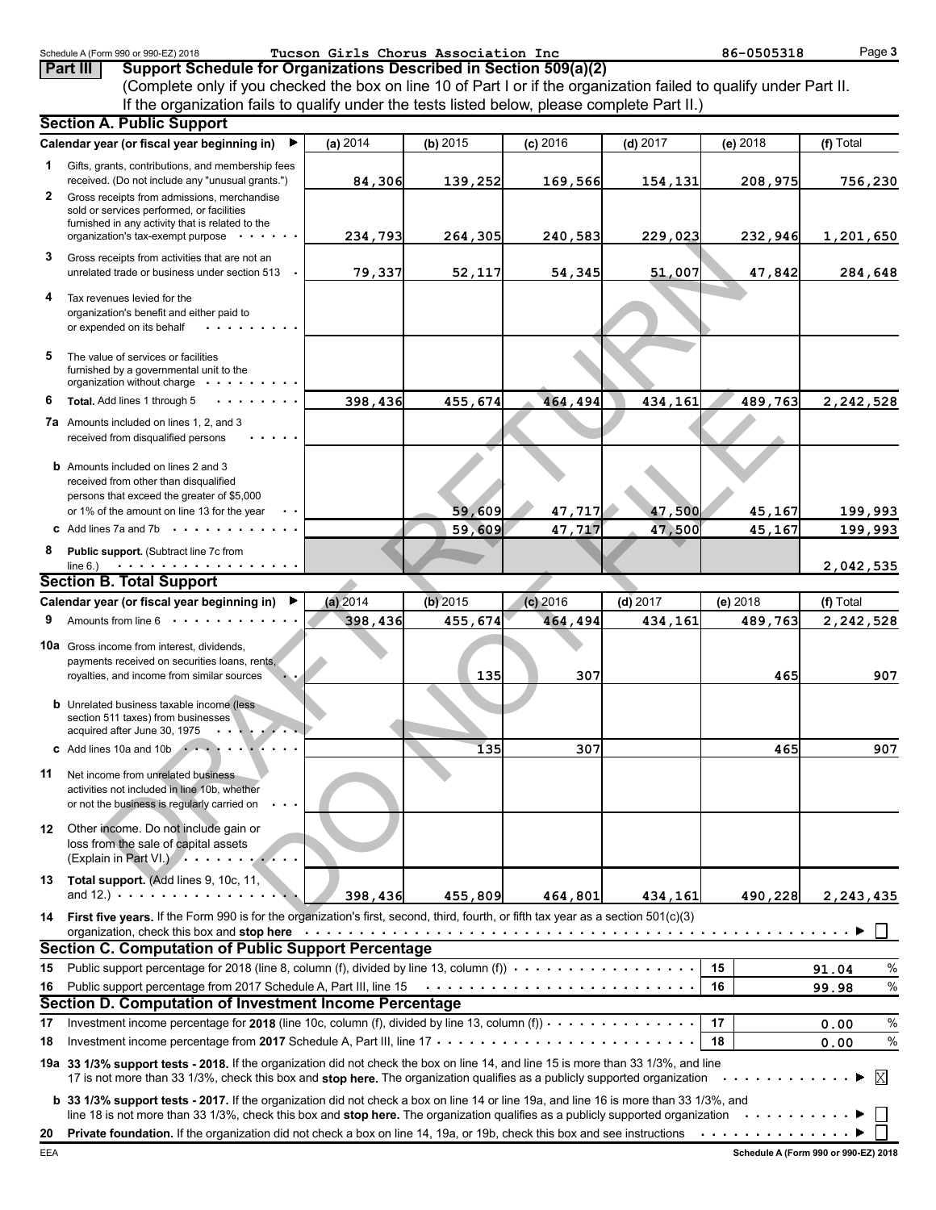Schedule A (Form 990 or 990-EZ) 2018 — Tucson Girls Chorus Association Inc — 86-0505318 — Page 3

## Part III Support Schedule for Organizations Described in Section 509(a)(2)

(Complete only if you checked the box on line 10 of Part I or if the organization failed to qualify under Part II. If the organization fails to qualify under the tests listed below, please complete Part II.)

### Section A. Public Support

| Calendar year (or fiscal year beginning in) ▶ | (a) 2014 | (b) 2015 | (c) 2016 | (d) 2017 | (e) 2018 | (f) Total |
|---|---|---|---|---|---|---|
| **1** Gifts, grants, contributions, and membership fees received. (Do not include any "unusual grants.") | 84,306 | 139,252 | 169,566 | 154,131 | 208,975 | 756,230 |
| **2** Gross receipts from admissions, merchandise sold or services performed, or facilities furnished in any activity that is related to the organization's tax-exempt purpose | 234,793 | 264,305 | 240,583 | 229,023 | 232,946 | 1,201,650 |
| **3** Gross receipts from activities that are not an unrelated trade or business under section 513 | 79,337 | 52,117 | 54,345 | 51,007 | 47,842 | 284,648 |
| **4** Tax revenues levied for the organization's benefit and either paid to or expended on its behalf | | | | | | |
| **5** The value of services or facilities furnished by a governmental unit to the organization without charge | | | | | | |
| **6** **Total.** Add lines 1 through 5 | 398,436 | 455,674 | 464,494 | 434,161 | 489,763 | 2,242,528 |
| **7a** Amounts included on lines 1, 2, and 3 received from disqualified persons | | | | | | |
| **b** Amounts included on lines 2 and 3 received from other than disqualified persons that exceed the greater of $5,000 or 1% of the amount on line 13 for the year | | 59,609 | 47,717 | 47,500 | 45,167 | 199,993 |
| **c** Add lines 7a and 7b | | 59,609 | 47,717 | 47,500 | 45,167 | 199,993 |
| **8** **Public support.** (Subtract line 7c from line 6.) | | | | | | 2,042,535 |

### Section B. Total Support

| Calendar year (or fiscal year beginning in) ▶ | (a) 2014 | (b) 2015 | (c) 2016 | (d) 2017 | (e) 2018 | (f) Total |
|---|---|---|---|---|---|---|
| **9** Amounts from line 6 | 398,436 | 455,674 | 464,494 | 434,161 | 489,763 | 2,242,528 |
| **10a** Gross income from interest, dividends, payments received on securities loans, rents, royalties, and income from similar sources | | 135 | 307 | | 465 | 907 |
| **b** Unrelated business taxable income (less section 511 taxes) from businesses acquired after June 30, 1975 | | | | | | |
| **c** Add lines 10a and 10b | | 135 | 307 | | 465 | 907 |
| **11** Net income from unrelated business activities not included in line 10b, whether or not the business is regularly carried on | | | | | | |
| **12** Other income. Do not include gain or loss from the sale of capital assets (Explain in Part VI.) | | | | | | |
| **13** **Total support.** (Add lines 9, 10c, 11, and 12.) | 398,436 | 455,809 | 464,801 | 434,161 | 490,228 | 2,243,435 |

**14** **First five years.** If the Form 990 is for the organization's first, second, third, fourth, or fifth tax year as a section 501(c)(3) organization, check this box and **stop here** ▶ ☐

### Section C. Computation of Public Support Percentage

| | | | |
|---|---|---|---|
| **15** | Public support percentage for 2018 (line 8, column (f), divided by line 13, column (f)) | 15 | 91.04 % |
| **16** | Public support percentage from 2017 Schedule A, Part III, line 15 | 16 | 99.98 % |

### Section D. Computation of Investment Income Percentage

| | | | |
|---|---|---|---|
| **17** | Investment income percentage for **2018** (line 10c, column (f), divided by line 13, column (f)) | 17 | 0.00 % |
| **18** | Investment income percentage from **2017** Schedule A, Part III, line 17 | 18 | 0.00 % |

**19a** **33 1/3% support tests - 2018.** If the organization did not check the box on line 14, and line 15 is more than 33 1/3%, and line 17 is not more than 33 1/3%, check this box and **stop here.** The organization qualifies as a publicly supported organization ▶ ☒

**b** **33 1/3% support tests - 2017.** If the organization did not check a box on line 14 or line 19a, and line 16 is more than 33 1/3%, and line 18 is not more than 33 1/3%, check this box and **stop here.** The organization qualifies as a publicly supported organization ▶ ☐

**20** **Private foundation.** If the organization did not check a box on line 14, 19a, or 19b, check this box and see instructions ▶ ☐

EEA — Schedule A (Form 990 or 990-EZ) 2018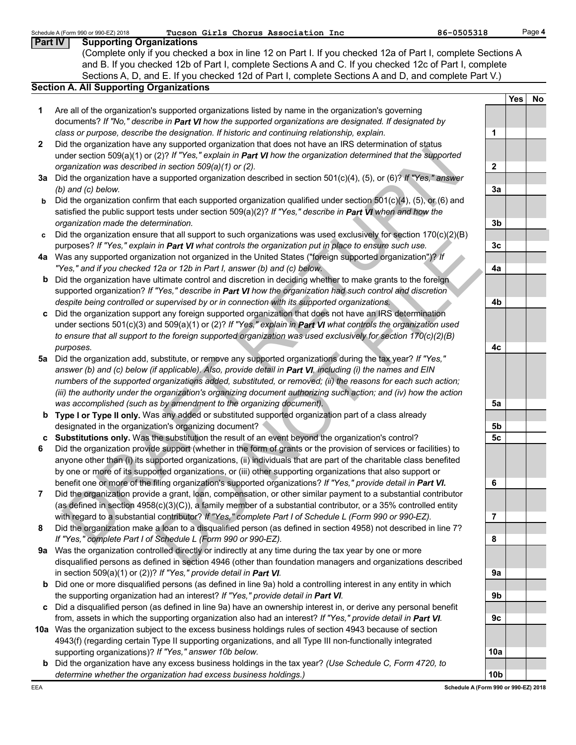Tucson Girls Chorus Association Inc 86-0505318

## Part IV Supporting Organizations

(Complete only if you checked a box in line 12 on Part I. If you checked 12a of Part I, complete Sections A and B. If you checked 12b of Part I, complete Sections A and C. If you checked 12c of Part I, complete Sections A, D, and E. If you checked 12d of Part I, complete Sections A and D, and complete Part V.)

### Section A. All Supporting Organizations

| | | | Yes | No |
|---|---|---|---|---|
| **1** | Are all of the organization's supported organizations listed by name in the organization's governing documents? *If "No," describe in **Part VI** how the supported organizations are designated. If designated by class or purpose, describe the designation. If historic and continuing relationship, explain.* | 1 | | |
| **2** | Did the organization have any supported organization that does not have an IRS determination of status under section 509(a)(1) or (2)? *If "Yes," explain in **Part VI** how the organization determined that the supported organization was described in section 509(a)(1) or (2).* | 2 | | |
| **3a** | Did the organization have a supported organization described in section 501(c)(4), (5), or (6)? *If "Yes," answer (b) and (c) below.* | 3a | | |
| **b** | Did the organization confirm that each supported organization qualified under section 501(c)(4), (5), or (6) and satisfied the public support tests under section 509(a)(2)? *If "Yes," describe in **Part VI** when and how the organization made the determination.* | 3b | | |
| **c** | Did the organization ensure that all support to such organizations was used exclusively for section 170(c)(2)(B) purposes? *If "Yes," explain in **Part VI** what controls the organization put in place to ensure such use.* | 3c | | |
| **4a** | Was any supported organization not organized in the United States ("foreign supported organization")? *If "Yes," and if you checked 12a or 12b in Part I, answer (b) and (c) below.* | 4a | | |
| **b** | Did the organization have ultimate control and discretion in deciding whether to make grants to the foreign supported organization? *If "Yes," describe in **Part VI** how the organization had such control and discretion despite being controlled or supervised by or in connection with its supported organizations.* | 4b | | |
| **c** | Did the organization support any foreign supported organization that does not have an IRS determination under sections 501(c)(3) and 509(a)(1) or (2)? *If "Yes," explain in **Part VI** what controls the organization used to ensure that all support to the foreign supported organization was used exclusively for section 170(c)(2)(B) purposes.* | 4c | | |
| **5a** | Did the organization add, substitute, or remove any supported organizations during the tax year? *If "Yes," answer (b) and (c) below (if applicable). Also, provide detail in **Part VI**, including (i) the names and EIN numbers of the supported organizations added, substituted, or removed; (ii) the reasons for each such action; (iii) the authority under the organization's organizing document authorizing such action; and (iv) how the action was accomplished (such as by amendment to the organizing document).* | 5a | | |
| **b** | **Type I or Type II only.** Was any added or substituted supported organization part of a class already designated in the organization's organizing document? | 5b | | |
| **c** | **Substitutions only.** Was the substitution the result of an event beyond the organization's control? | 5c | | |
| **6** | Did the organization provide support (whether in the form of grants or the provision of services or facilities) to anyone other than (i) its supported organizations, (ii) individuals that are part of the charitable class benefited by one or more of its supported organizations, or (iii) other supporting organizations that also support or benefit one or more of the filing organization's supported organizations? ***If "Yes," provide detail in Part VI.*** | 6 | | |
| **7** | Did the organization provide a grant, loan, compensation, or other similar payment to a substantial contributor (as defined in section 4958(c)(3)(C)), a family member of a substantial contributor, or a 35% controlled entity with regard to a substantial contributor? *If "Yes," complete Part I of Schedule L (Form 990 or 990-EZ).* | 7 | | |
| **8** | Did the organization make a loan to a disqualified person (as defined in section 4958) not described in line 7? *If "Yes," complete Part I of Schedule L (Form 990 or 990-EZ).* | 8 | | |
| **9a** | Was the organization controlled directly or indirectly at any time during the tax year by one or more disqualified persons as defined in section 4946 (other than foundation managers and organizations described in section 509(a)(1) or (2))? *If "Yes," provide detail in **Part VI**.* | 9a | | |
| **b** | Did one or more disqualified persons (as defined in line 9a) hold a controlling interest in any entity in which the supporting organization had an interest? *If "Yes," provide detail in **Part VI**.* | 9b | | |
| **c** | Did a disqualified person (as defined in line 9a) have an ownership interest in, or derive any personal benefit from, assets in which the supporting organization also had an interest? *If "Yes," provide detail in **Part VI**.* | 9c | | |
| **10a** | Was the organization subject to the excess business holdings rules of section 4943 because of section 4943(f) (regarding certain Type II supporting organizations, and all Type III non-functionally integrated supporting organizations)? *If "Yes," answer 10b below.* | 10a | | |
| **b** | Did the organization have any excess business holdings in the tax year? *(Use Schedule C, Form 4720, to determine whether the organization had excess business holdings.)* | 10b | | |

EEA

Schedule A (Form 990 or 990-EZ) 2018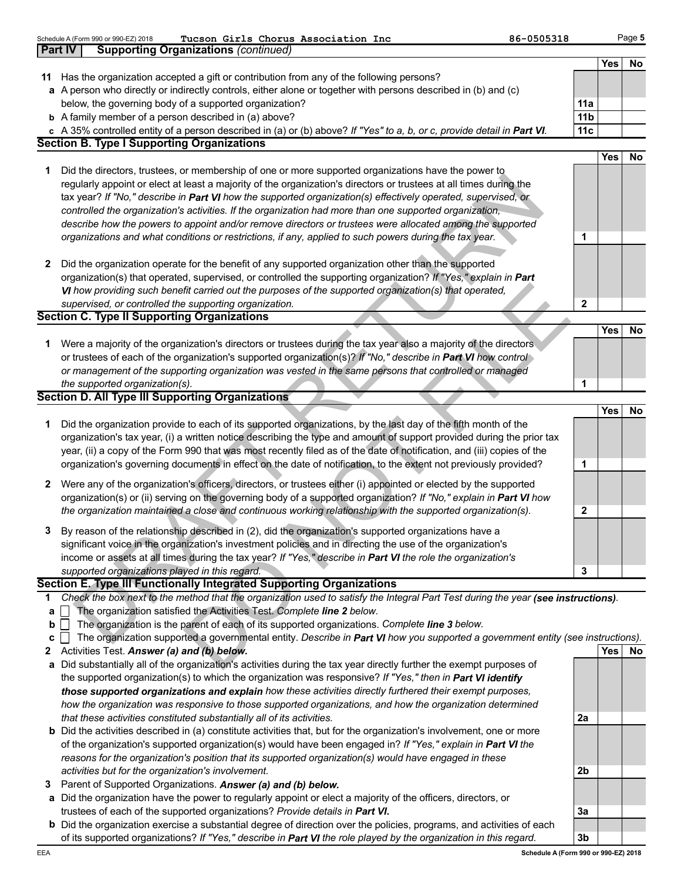Schedule A (Form 990 or 990-EZ) 2018 **Tucson Girls Chorus Association Inc** 86-0505318

## Part IV Supporting Organizations *(continued)*

| | | | Yes | No |
|---|---|---|---|---|
| **11** | Has the organization accepted a gift or contribution from any of the following persons? | | | |
| **a** | A person who directly or indirectly controls, either alone or together with persons described in (b) and (c) below, the governing body of a supported organization? | **11a** | | |
| **b** | A family member of a person described in (a) above? | **11b** | | |
| **c** | A 35% controlled entity of a person described in (a) or (b) above? *If "Yes" to a, b, or c, provide detail in **Part VI**.* | **11c** | | |

### Section B. Type I Supporting Organizations

| | | | Yes | No |
|---|---|---|---|---|
| **1** | Did the directors, trustees, or membership of one or more supported organizations have the power to regularly appoint or elect at least a majority of the organization's directors or trustees at all times during the tax year? *If "No," describe in **Part VI** how the supported organization(s) effectively operated, supervised, or controlled the organization's activities. If the organization had more than one supported organization, describe how the powers to appoint and/or remove directors or trustees were allocated among the supported organizations and what conditions or restrictions, if any, applied to such powers during the tax year.* | **1** | | |
| **2** | Did the organization operate for the benefit of any supported organization other than the supported organization(s) that operated, supervised, or controlled the supporting organization? *If "Yes," explain in **Part VI** how providing such benefit carried out the purposes of the supported organization(s) that operated, supervised, or controlled the supporting organization.* | **2** | | |

### Section C. Type II Supporting Organizations

| | | | Yes | No |
|---|---|---|---|---|
| **1** | Were a majority of the organization's directors or trustees during the tax year also a majority of the directors or trustees of each of the organization's supported organization(s)? *If "No," describe in **Part VI** how control or management of the supporting organization was vested in the same persons that controlled or managed the supported organization(s).* | **1** | | |

### Section D. All Type III Supporting Organizations

| | | | Yes | No |
|---|---|---|---|---|
| **1** | Did the organization provide to each of its supported organizations, by the last day of the fifth month of the organization's tax year, (i) a written notice describing the type and amount of support provided during the prior tax year, (ii) a copy of the Form 990 that was most recently filed as of the date of notification, and (iii) copies of the organization's governing documents in effect on the date of notification, to the extent not previously provided? | **1** | | |
| **2** | Were any of the organization's officers, directors, or trustees either (i) appointed or elected by the supported organization(s) or (ii) serving on the governing body of a supported organization? *If "No," explain in **Part VI** how the organization maintained a close and continuous working relationship with the supported organization(s).* | **2** | | |
| **3** | By reason of the relationship described in (2), did the organization's supported organizations have a significant voice in the organization's investment policies and in directing the use of the organization's income or assets at all times during the tax year? *If "Yes," describe in **Part VI** the role the organization's supported organizations played in this regard.* | **3** | | |

### Section E. Type III Functionally Integrated Supporting Organizations

**1** *Check the box next to the method that the organization used to satisfy the Integral Part Test during the year **(see instructions)**.*

- **a** ☐ The organization satisfied the Activities Test. *Complete **line 2** below.*
- **b** ☐ The organization is the parent of each of its supported organizations. *Complete **line 3** below.*
- **c** ☐ The organization supported a governmental entity. *Describe in **Part VI** how you supported a government entity (see instructions).*

| | | | Yes | No |
|---|---|---|---|---|
| **2** | Activities Test. ***Answer (a) and (b) below.*** | | | |
| **a** | Did substantially all of the organization's activities during the tax year directly further the exempt purposes of the supported organization(s) to which the organization was responsive? *If "Yes," then in **Part VI identify those supported organizations and explain** how these activities directly furthered their exempt purposes, how the organization was responsive to those supported organizations, and how the organization determined that these activities constituted substantially all of its activities.* | **2a** | | |
| **b** | Did the activities described in (a) constitute activities that, but for the organization's involvement, one or more of the organization's supported organization(s) would have been engaged in? *If "Yes," explain in **Part VI** the reasons for the organization's position that its supported organization(s) would have engaged in these activities but for the organization's involvement.* | **2b** | | |
| **3** | Parent of Supported Organizations. ***Answer (a) and (b) below.*** | | | |
| **a** | Did the organization have the power to regularly appoint or elect a majority of the officers, directors, or trustees of each of the supported organizations? *Provide details in **Part VI.*** | **3a** | | |
| **b** | Did the organization exercise a substantial degree of direction over the policies, programs, and activities of each of its supported organizations? *If "Yes," describe in **Part VI** the role played by the organization in this regard.* | **3b** | | |

EEA **Schedule A (Form 990 or 990-EZ) 2018**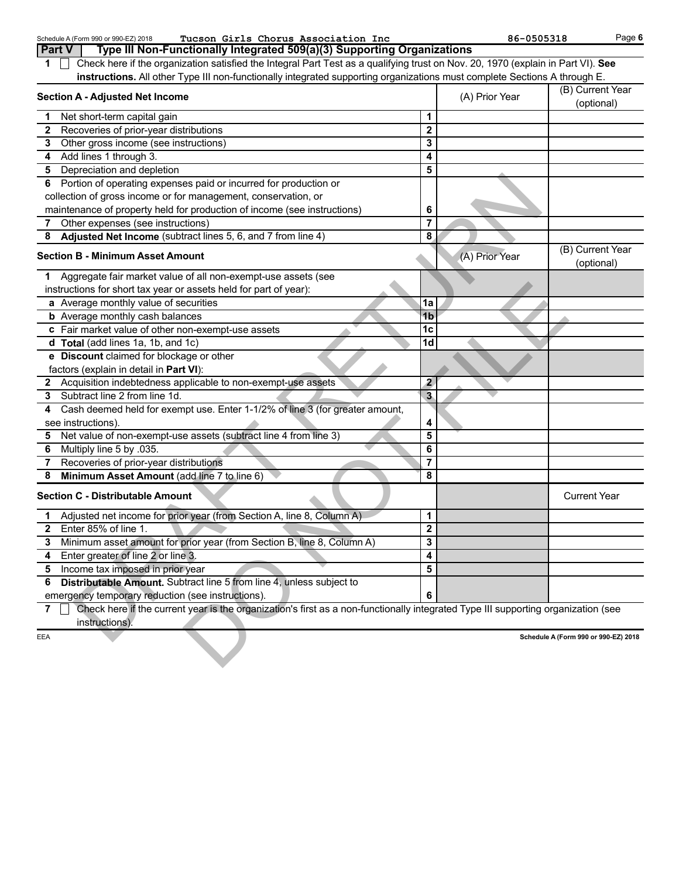Schedule A (Form 990 or 990-EZ) 2018 Tucson Girls Chorus Association Inc 86-0505318

## Part V Type III Non-Functionally Integrated 509(a)(3) Supporting Organizations

**1** ☐ Check here if the organization satisfied the Integral Part Test as a qualifying trust on Nov. 20, 1970 (explain in Part VI). **See instructions.** All other Type III non-functionally integrated supporting organizations must complete Sections A through E.

| Section A - Adjusted Net Income | | (A) Prior Year | (B) Current Year (optional) |
|---|---|---|---|
| **1** Net short-term capital gain | 1 | | |
| **2** Recoveries of prior-year distributions | 2 | | |
| **3** Other gross income (see instructions) | 3 | | |
| **4** Add lines 1 through 3. | 4 | | |
| **5** Depreciation and depletion | 5 | | |
| **6** Portion of operating expenses paid or incurred for production or collection of gross income or for management, conservation, or maintenance of property held for production of income (see instructions) | 6 | | |
| **7** Other expenses (see instructions) | 7 | | |
| **8** **Adjusted Net Income** (subtract lines 5, 6, and 7 from line 4) | 8 | | |

| Section B - Minimum Asset Amount | | (A) Prior Year | (B) Current Year (optional) |
|---|---|---|---|
| **1** Aggregate fair market value of all non-exempt-use assets (see instructions for short tax year or assets held for part of year): | | | |
| **a** Average monthly value of securities | 1a | | |
| **b** Average monthly cash balances | 1b | | |
| **c** Fair market value of other non-exempt-use assets | 1c | | |
| **d** **Total** (add lines 1a, 1b, and 1c) | 1d | | |
| **e** **Discount** claimed for blockage or other factors (explain in detail in **Part VI**): | | | |
| **2** Acquisition indebtedness applicable to non-exempt-use assets | 2 | | |
| **3** Subtract line 2 from line 1d. | 3 | | |
| **4** Cash deemed held for exempt use. Enter 1-1/2% of line 3 (for greater amount, see instructions). | 4 | | |
| **5** Net value of non-exempt-use assets (subtract line 4 from line 3) | 5 | | |
| **6** Multiply line 5 by .035. | 6 | | |
| **7** Recoveries of prior-year distributions | 7 | | |
| **8** **Minimum Asset Amount** (add line 7 to line 6) | 8 | | |

| Section C - Distributable Amount | | | Current Year |
|---|---|---|---|
| **1** Adjusted net income for prior year (from Section A, line 8, Column A) | 1 | | |
| **2** Enter 85% of line 1. | 2 | | |
| **3** Minimum asset amount for prior year (from Section B, line 8, Column A) | 3 | | |
| **4** Enter greater of line 2 or line 3. | 4 | | |
| **5** Income tax imposed in prior year | 5 | | |
| **6** **Distributable Amount.** Subtract line 5 from line 4, unless subject to emergency temporary reduction (see instructions). | 6 | | |

**7** ☐ Check here if the current year is the organization's first as a non-functionally integrated Type III supporting organization (see instructions).

EEA Schedule A (Form 990 or 990-EZ) 2018

DRAFT RETURN DO NOT FILE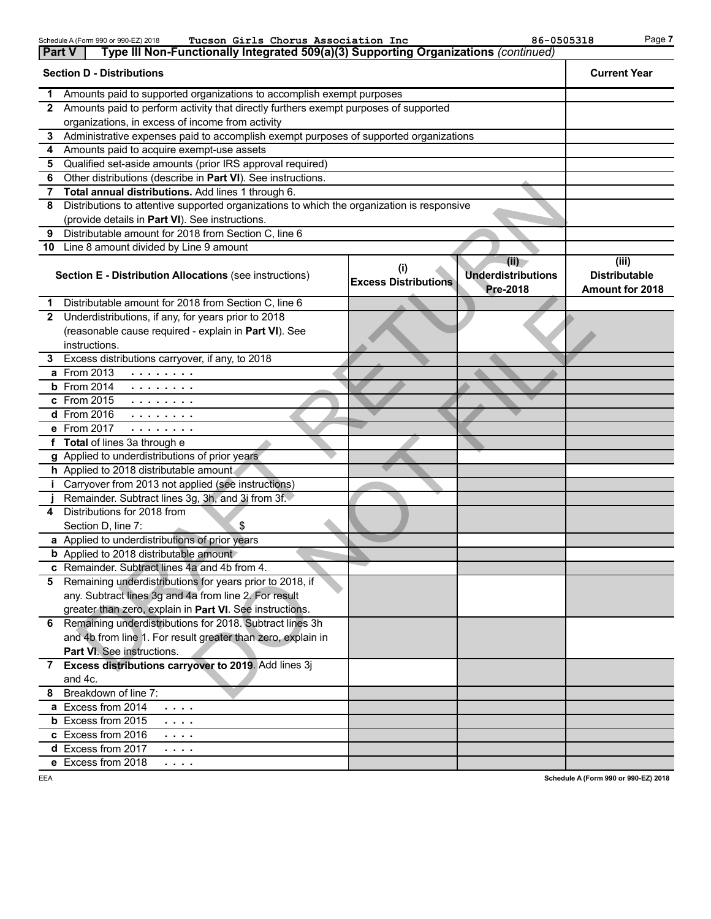Schedule A (Form 990 or 990-EZ) 2018 Tucson Girls Chorus Association Inc 86-0505318

**Part V** Type III Non-Functionally Integrated 509(a)(3) Supporting Organizations *(continued)*

| Section D - Distributions | | Current Year |
|---|---|---|
| 1 | Amounts paid to supported organizations to accomplish exempt purposes | |
| 2 | Amounts paid to perform activity that directly furthers exempt purposes of supported organizations, in excess of income from activity | |
| 3 | Administrative expenses paid to accomplish exempt purposes of supported organizations | |
| 4 | Amounts paid to acquire exempt-use assets | |
| 5 | Qualified set-aside amounts (prior IRS approval required) | |
| 6 | Other distributions (describe in **Part VI**). See instructions. | |
| 7 | **Total annual distributions.** Add lines 1 through 6. | |
| 8 | Distributions to attentive supported organizations to which the organization is responsive (provide details in **Part VI**). See instructions. | |
| 9 | Distributable amount for 2018 from Section C, line 6 | |
| 10 | Line 8 amount divided by Line 9 amount | |

| | Section E - Distribution Allocations (see instructions) | (i) Excess Distributions | (ii) Underdistributions Pre-2018 | (iii) Distributable Amount for 2018 |
|---|---|---|---|---|
| 1 | Distributable amount for 2018 from Section C, line 6 | | | |
| 2 | Underdistributions, if any, for years prior to 2018 (reasonable cause required - explain in **Part VI**). See instructions. | | | |
| 3 | Excess distributions carryover, if any, to 2018 | | | |
| a | From 2013 | | | |
| b | From 2014 | | | |
| c | From 2015 | | | |
| d | From 2016 | | | |
| e | From 2017 | | | |
| f | **Total** of lines 3a through e | | | |
| g | Applied to underdistributions of prior years | | | |
| h | Applied to 2018 distributable amount | | | |
| i | Carryover from 2013 not applied (see instructions) | | | |
| j | Remainder. Subtract lines 3g, 3h, and 3i from 3f. | | | |
| 4 | Distributions for 2018 from Section D, line 7: $ | | | |
| a | Applied to underdistributions of prior years | | | |
| b | Applied to 2018 distributable amount | | | |
| c | Remainder. Subtract lines 4a and 4b from 4. | | | |
| 5 | Remaining underdistributions for years prior to 2018, if any. Subtract lines 3g and 4a from line 2. For result greater than zero, explain in **Part VI**. See instructions. | | | |
| 6 | Remaining underdistributions for 2018. Subtract lines 3h and 4b from line 1. For result greater than zero, explain in **Part VI**. See instructions. | | | |
| 7 | **Excess distributions carryover to 2019**. Add lines 3j and 4c. | | | |
| 8 | Breakdown of line 7: | | | |
| a | Excess from 2014 | | | |
| b | Excess from 2015 | | | |
| c | Excess from 2016 | | | |
| d | Excess from 2017 | | | |
| e | Excess from 2018 | | | |

DRAFT RETURN DO NOT FILE

EEA Schedule A (Form 990 or 990-EZ) 2018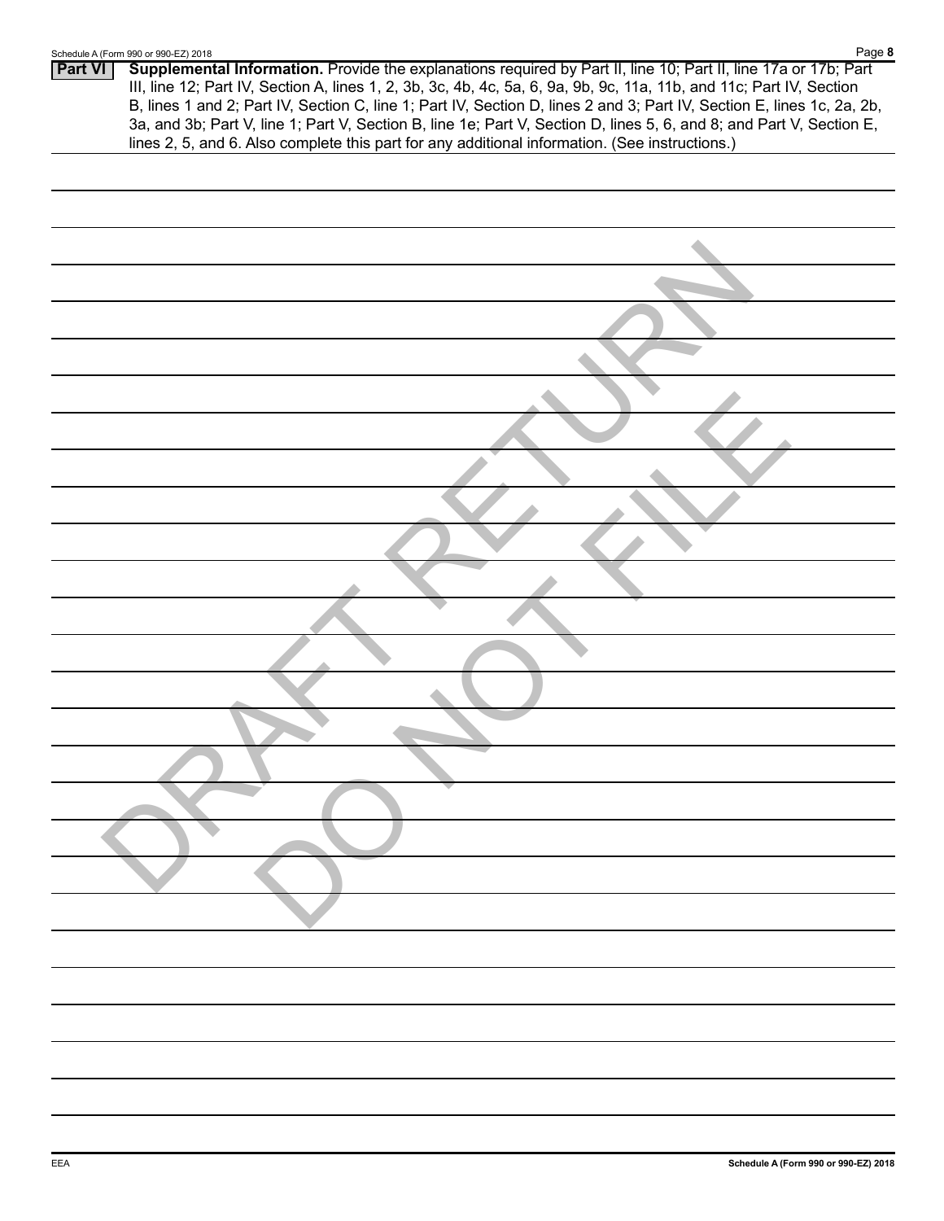**Part VI** **Supplemental Information.** Provide the explanations required by Part II, line 10; Part II, line 17a or 17b; Part III, line 12; Part IV, Section A, lines 1, 2, 3b, 3c, 4b, 4c, 5a, 6, 9a, 9b, 9c, 11a, 11b, and 11c; Part IV, Section B, lines 1 and 2; Part IV, Section C, line 1; Part IV, Section D, lines 2 and 3; Part IV, Section E, lines 1c, 2a, 2b, 3a, and 3b; Part V, line 1; Part V, Section B, line 1e; Part V, Section D, lines 5, 6, and 8; and Part V, Section E, lines 2, 5, and 6. Also complete this part for any additional information. (See instructions.)

DRAFT RETURN DO NOT FILE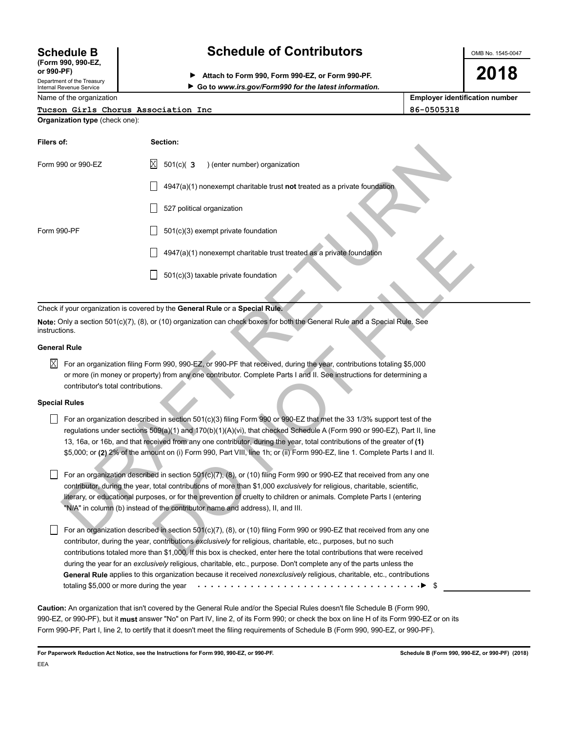**Schedule B**
**(Form 990, 990-EZ, or 990-PF)**
Department of the Treasury
Internal Revenue Service

# Schedule of Contributors

▶ **Attach to Form 990, Form 990-EZ, or Form 990-PF.**
▶ **Go to *www.irs.gov/Form990* for the latest information.**

OMB No. 1545-0047

**2018**

| Name of the organization | Employer identification number |
|---|---|
| Tucson Girls Chorus Association Inc | 86-0505318 |

**Organization type** (check one):

| **Filers of:** | **Section:** |
|---|---|
| Form 990 or 990-EZ | ☒ 501(c)( **3** ) (enter number) organization |
| | ☐ 4947(a)(1) nonexempt charitable trust **not** treated as a private foundation |
| | ☐ 527 political organization |
| Form 990-PF | ☐ 501(c)(3) exempt private foundation |
| | ☐ 4947(a)(1) nonexempt charitable trust treated as a private foundation |
| | ☐ 501(c)(3) taxable private foundation |

Check if your organization is covered by the **General Rule** or a **Special Rule.**

**Note:** Only a section 501(c)(7), (8), or (10) organization can check boxes for both the General Rule and a Special Rule. See instructions.

**General Rule**

☒ For an organization filing Form 990, 990-EZ, or 990-PF that received, during the year, contributions totaling $5,000 or more (in money or property) from any one contributor. Complete Parts I and II. See instructions for determining a contributor's total contributions.

**Special Rules**

☐ For an organization described in section 501(c)(3) filing Form 990 or 990-EZ that met the 33 1/3% support test of the regulations under sections 509(a)(1) and 170(b)(1)(A)(vi), that checked Schedule A (Form 990 or 990-EZ), Part II, line 13, 16a, or 16b, and that received from any one contributor, during the year, total contributions of the greater of **(1)** $5,000; or **(2)** 2% of the amount on (i) Form 990, Part VIII, line 1h; or (ii) Form 990-EZ, line 1. Complete Parts I and II.

☐ For an organization described in section 501(c)(7), (8), or (10) filing Form 990 or 990-EZ that received from any one contributor, during the year, total contributions of more than $1,000 *exclusively* for religious, charitable, scientific, literary, or educational purposes, or for the prevention of cruelty to children or animals. Complete Parts I (entering "N/A" in column (b) instead of the contributor name and address), II, and III.

☐ For an organization described in section 501(c)(7), (8), or (10) filing Form 990 or 990-EZ that received from any one contributor, during the year, contributions *exclusively* for religious, charitable, etc., purposes, but no such contributions totaled more than $1,000. If this box is checked, enter here the total contributions that were received during the year for an *exclusively* religious, charitable, etc., purpose. Don't complete any of the parts unless the **General Rule** applies to this organization because it received *nonexclusively* religious, charitable, etc., contributions totaling $5,000 or more during the year . . . . . . . . . . . . . . . . . . . . . . . . . . . . . . . . . . . ▶ $ ____________

**Caution:** An organization that isn't covered by the General Rule and/or the Special Rules doesn't file Schedule B (Form 990, 990-EZ, or 990-PF), but it **must** answer "No" on Part IV, line 2, of its Form 990; or check the box on line H of its Form 990-EZ or on its Form 990-PF, Part I, line 2, to certify that it doesn't meet the filing requirements of Schedule B (Form 990, 990-EZ, or 990-PF).

**For Paperwork Reduction Act Notice, see the Instructions for Form 990, 990-EZ, or 990-PF.** **Schedule B (Form 990, 990-EZ, or 990-PF) (2018)**

EEA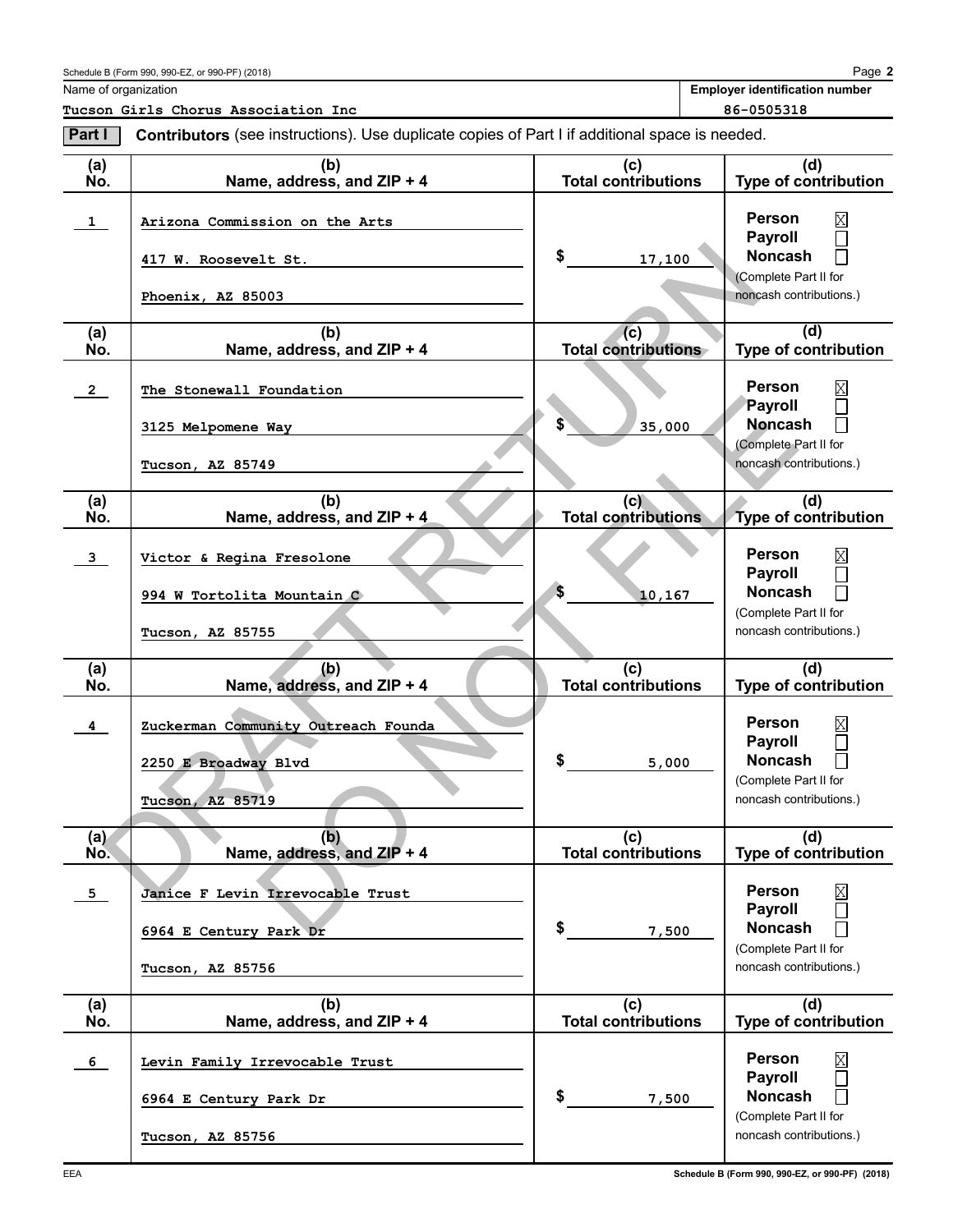Schedule B (Form 990, 990-EZ, or 990-PF) (2018)

Name of organization: **Tucson Girls Chorus Association Inc**

**Employer identification number:** 86-0505318

**Part I** **Contributors** (see instructions). Use duplicate copies of Part I if additional space is needed.

| (a) No. | (b) Name, address, and ZIP + 4 | (c) Total contributions | (d) Type of contribution |
|---|---|---|---|
| 1 | Arizona Commission on the Arts<br>417 W. Roosevelt St.<br>Phoenix, AZ 85003 | $ 17,100 | Person ☒<br>Payroll ☐<br>Noncash ☐<br>(Complete Part II for noncash contributions.) |
| 2 | The Stonewall Foundation<br>3125 Melpomene Way<br>Tucson, AZ 85749 | $ 35,000 | Person ☒<br>Payroll ☐<br>Noncash ☐<br>(Complete Part II for noncash contributions.) |
| 3 | Victor & Regina Fresolone<br>994 W Tortolita Mountain C<br>Tucson, AZ 85755 | $ 10,167 | Person ☒<br>Payroll ☐<br>Noncash ☐<br>(Complete Part II for noncash contributions.) |
| 4 | Zuckerman Community Outreach Founda<br>2250 E Broadway Blvd<br>Tucson, AZ 85719 | $ 5,000 | Person ☒<br>Payroll ☐<br>Noncash ☐<br>(Complete Part II for noncash contributions.) |
| 5 | Janice F Levin Irrevocable Trust<br>6964 E Century Park Dr<br>Tucson, AZ 85756 | $ 7,500 | Person ☒<br>Payroll ☐<br>Noncash ☐<br>(Complete Part II for noncash contributions.) |
| 6 | Levin Family Irrevocable Trust<br>6964 E Century Park Dr<br>Tucson, AZ 85756 | $ 7,500 | Person ☒<br>Payroll ☐<br>Noncash ☐<br>(Complete Part II for noncash contributions.) |

DRAFT RETURN DO NOT FILE

EEA

Schedule B (Form 990, 990-EZ, or 990-PF) (2018)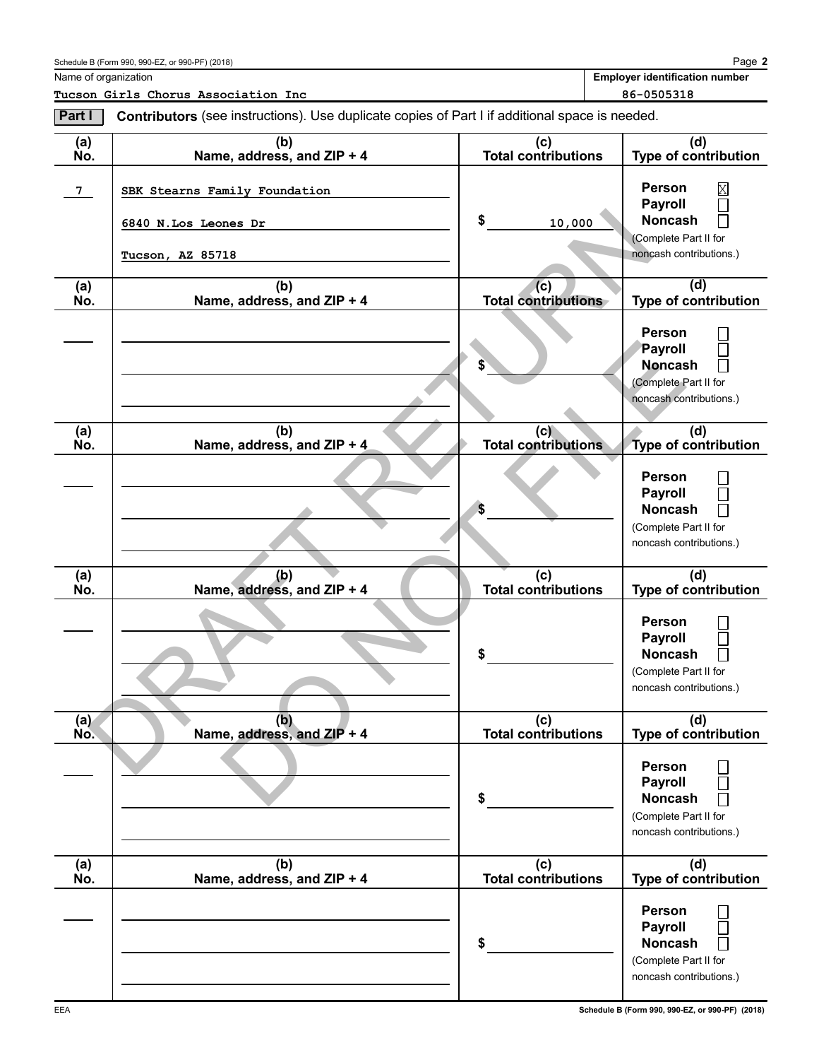Schedule B (Form 990, 990-EZ, or 990-PF) (2018)

Name of organization: Tucson Girls Chorus Association Inc

Employer identification number: 86-0505318

**Part I** **Contributors** (see instructions). Use duplicate copies of Part I if additional space is needed.

| (a) No. | (b) Name, address, and ZIP + 4 | (c) Total contributions | (d) Type of contribution |
|---|---|---|---|
| 7 | SBK Stearns Family Foundation<br>6840 N.Los Leones Dr<br>Tucson, AZ 85718 | $ 10,000 | Person ☒<br>Payroll ☐<br>Noncash ☐<br>(Complete Part II for noncash contributions.) |
| | | $ | Person ☐<br>Payroll ☐<br>Noncash ☐<br>(Complete Part II for noncash contributions.) |
| | | $ | Person ☐<br>Payroll ☐<br>Noncash ☐<br>(Complete Part II for noncash contributions.) |
| | | $ | Person ☐<br>Payroll ☐<br>Noncash ☐<br>(Complete Part II for noncash contributions.) |
| | | $ | Person ☐<br>Payroll ☐<br>Noncash ☐<br>(Complete Part II for noncash contributions.) |
| | | $ | Person ☐<br>Payroll ☐<br>Noncash ☐<br>(Complete Part II for noncash contributions.) |

DRAFT RETURN DO NOT FILE

EEA

Schedule B (Form 990, 990-EZ, or 990-PF) (2018)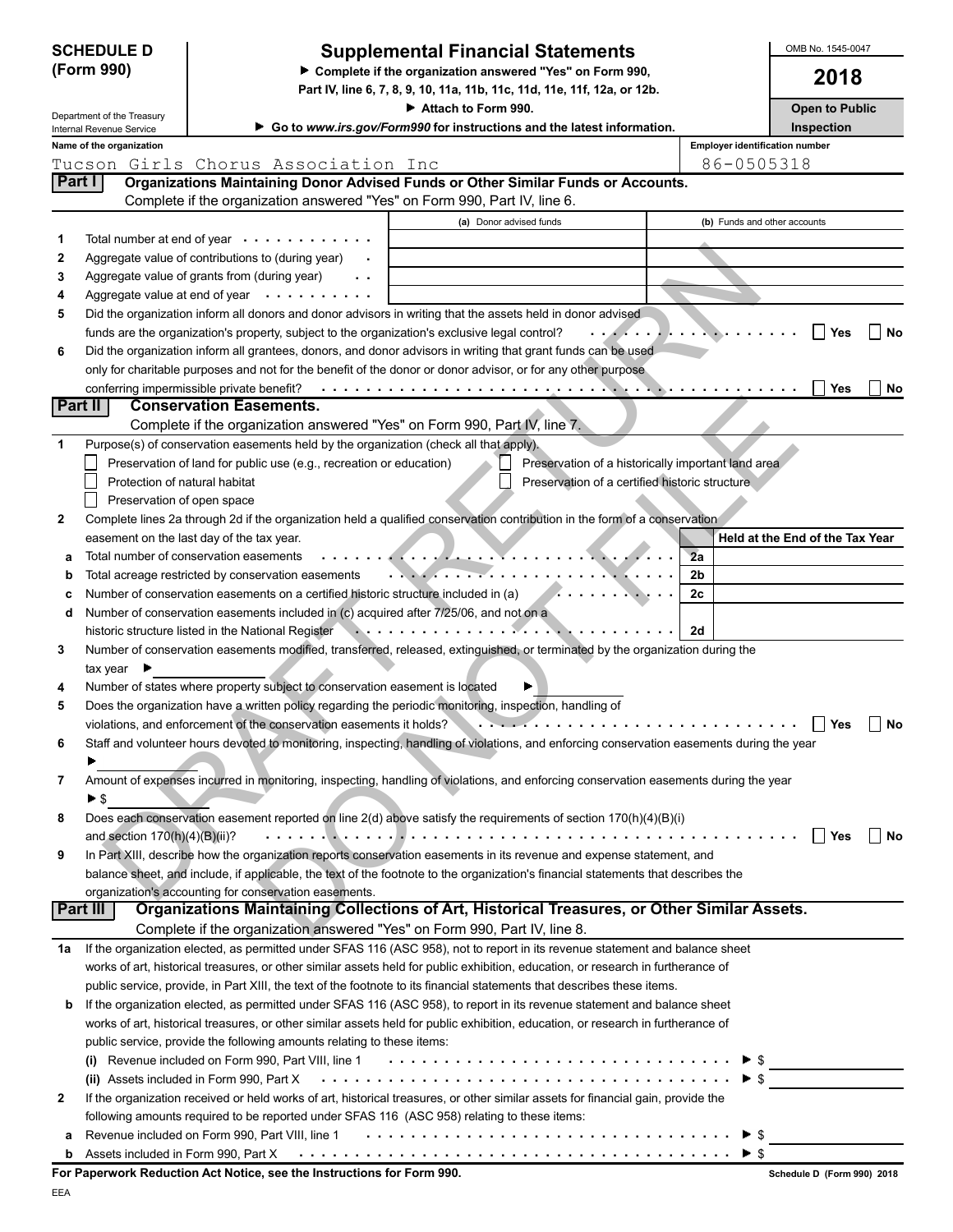**SCHEDULE D (Form 990)**

Department of the Treasury
Internal Revenue Service

# Supplemental Financial Statements

▶ Complete if the organization answered "Yes" on Form 990, Part IV, line 6, 7, 8, 9, 10, 11a, 11b, 11c, 11d, 11e, 11f, 12a, or 12b.
▶ Attach to Form 990.
▶ Go to *www.irs.gov/Form990* for instructions and the latest information.

OMB No. 1545-0047

**2018**

**Open to Public Inspection**

**Name of the organization:** Tucson Girls Chorus Association Inc

**Employer identification number:** 86-0505318

DRAFT RETURN DO NOT FILE

## Part I Organizations Maintaining Donor Advised Funds or Other Similar Funds or Accounts.

Complete if the organization answered "Yes" on Form 990, Part IV, line 6.

| | | (a) Donor advised funds | (b) Funds and other accounts |
|---|---|---|---|
| 1 | Total number at end of year | | |
| 2 | Aggregate value of contributions to (during year) | | |
| 3 | Aggregate value of grants from (during year) | | |
| 4 | Aggregate value at end of year | | |

5 Did the organization inform all donors and donor advisors in writing that the assets held in donor advised funds are the organization's property, subject to the organization's exclusive legal control? ☐ Yes ☐ No

6 Did the organization inform all grantees, donors, and donor advisors in writing that grant funds can be used only for charitable purposes and not for the benefit of the donor or donor advisor, or for any other purpose conferring impermissible private benefit? ☐ Yes ☐ No

## Part II Conservation Easements.

Complete if the organization answered "Yes" on Form 990, Part IV, line 7.

1 Purpose(s) of conservation easements held by the organization (check all that apply).

- ☐ Preservation of land for public use (e.g., recreation or education)
- ☐ Preservation of a historically important land area
- ☐ Protection of natural habitat
- ☐ Preservation of a certified historic structure
- ☐ Preservation of open space

2 Complete lines 2a through 2d if the organization held a qualified conservation contribution in the form of a conservation easement on the last day of the tax year.

| | | | Held at the End of the Tax Year |
|---|---|---|---|
| a | Total number of conservation easements | 2a | |
| b | Total acreage restricted by conservation easements | 2b | |
| c | Number of conservation easements on a certified historic structure included in (a) | 2c | |
| d | Number of conservation easements included in (c) acquired after 7/25/06, and not on a historic structure listed in the National Register | 2d | |

3 Number of conservation easements modified, transferred, released, extinguished, or terminated by the organization during the tax year ▶

4 Number of states where property subject to conservation easement is located ▶

5 Does the organization have a written policy regarding the periodic monitoring, inspection, handling of violations, and enforcement of the conservation easements it holds? ☐ Yes ☐ No

6 Staff and volunteer hours devoted to monitoring, inspecting, handling of violations, and enforcing conservation easements during the year ▶

7 Amount of expenses incurred in monitoring, inspecting, handling of violations, and enforcing conservation easements during the year ▶ $

8 Does each conservation easement reported on line 2(d) above satisfy the requirements of section 170(h)(4)(B)(i) and section 170(h)(4)(B)(ii)? ☐ Yes ☐ No

9 In Part XIII, describe how the organization reports conservation easements in its revenue and expense statement, and balance sheet, and include, if applicable, the text of the footnote to the organization's financial statements that describes the organization's accounting for conservation easements.

## Part III Organizations Maintaining Collections of Art, Historical Treasures, or Other Similar Assets.

Complete if the organization answered "Yes" on Form 990, Part IV, line 8.

1a If the organization elected, as permitted under SFAS 116 (ASC 958), not to report in its revenue statement and balance sheet works of art, historical treasures, or other similar assets held for public exhibition, education, or research in furtherance of public service, provide, in Part XIII, the text of the footnote to its financial statements that describes these items.

b If the organization elected, as permitted under SFAS 116 (ASC 958), to report in its revenue statement and balance sheet works of art, historical treasures, or other similar assets held for public exhibition, education, or research in furtherance of public service, provide the following amounts relating to these items:

(i) Revenue included on Form 990, Part VIII, line 1 ▶ $

(ii) Assets included in Form 990, Part X ▶ $

2 If the organization received or held works of art, historical treasures, or other similar assets for financial gain, provide the following amounts required to be reported under SFAS 116 (ASC 958) relating to these items:

a Revenue included on Form 990, Part VIII, line 1 ▶ $

b Assets included in Form 990, Part X ▶ $

**For Paperwork Reduction Act Notice, see the Instructions for Form 990.**

Schedule D (Form 990) 2018

EEA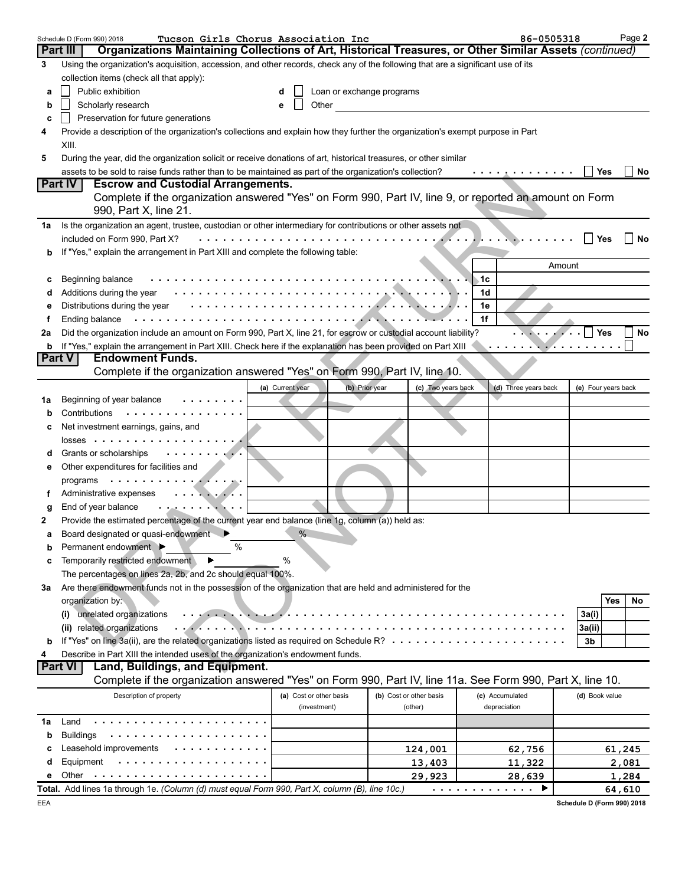Schedule D (Form 990) 2018 Tucson Girls Chorus Association Inc 86-0505318 Page **2**

## Part III Organizations Maintaining Collections of Art, Historical Treasures, or Other Similar Assets *(continued)*

**3** Using the organization's acquisition, accession, and other records, check any of the following that are a significant use of its collection items (check all that apply):

- **a** ☐ Public exhibition
- **b** ☐ Scholarly research
- **c** ☐ Preservation for future generations
- **d** ☐ Loan or exchange programs
- **e** ☐ Other

**4** Provide a description of the organization's collections and explain how they further the organization's exempt purpose in Part XIII.

**5** During the year, did the organization solicit or receive donations of art, historical treasures, or other similar assets to be sold to raise funds rather than to be maintained as part of the organization's collection? ☐ Yes ☐ No

## Part IV Escrow and Custodial Arrangements.

Complete if the organization answered "Yes" on Form 990, Part IV, line 9, or reported an amount on Form 990, Part X, line 21.

**1a** Is the organization an agent, trustee, custodian or other intermediary for contributions or other assets not included on Form 990, Part X? ☐ Yes ☐ No

**b** If "Yes," explain the arrangement in Part XIII and complete the following table:

| | | | Amount |
|---|---|---|---|
| **c** | Beginning balance | 1c | |
| **d** | Additions during the year | 1d | |
| **e** | Distributions during the year | 1e | |
| **f** | Ending balance | 1f | |

**2a** Did the organization include an amount on Form 990, Part X, line 21, for escrow or custodial account liability? ☐ Yes ☐ No

**b** If "Yes," explain the arrangement in Part XIII. Check here if the explanation has been provided on Part XIII ☐

## Part V Endowment Funds.

Complete if the organization answered "Yes" on Form 990, Part IV, line 10.

| | | (a) Current year | (b) Prior year | (c) Two years back | (d) Three years back | (e) Four years back |
|---|---|---|---|---|---|---|
| **1a** | Beginning of year balance | | | | | |
| **b** | Contributions | | | | | |
| **c** | Net investment earnings, gains, and losses | | | | | |
| **d** | Grants or scholarships | | | | | |
| **e** | Other expenditures for facilities and programs | | | | | |
| **f** | Administrative expenses | | | | | |
| **g** | End of year balance | | | | | |

**2** Provide the estimated percentage of the current year end balance (line 1g, column (a)) held as:

- **a** Board designated or quasi-endowment ▶ %
- **b** Permanent endowment ▶ %
- **c** Temporarily restricted endowment ▶ %

The percentages on lines 2a, 2b, and 2c should equal 100%.

**3a** Are there endowment funds not in the possession of the organization that are held and administered for the organization by:

| | | | Yes | No |
|---|---|---|---|---|
| | (i) unrelated organizations | 3a(i) | | |
| | (ii) related organizations | 3a(ii) | | |
| **b** | If "Yes" on line 3a(ii), are the related organizations listed as required on Schedule R? | 3b | | |

**4** Describe in Part XIII the intended uses of the organization's endowment funds.

## Part VI Land, Buildings, and Equipment.

Complete if the organization answered "Yes" on Form 990, Part IV, line 11a. See Form 990, Part X, line 10.

| | Description of property | (a) Cost or other basis (investment) | (b) Cost or other basis (other) | (c) Accumulated depreciation | (d) Book value |
|---|---|---|---|---|---|
| **1a** | Land | | | | |
| **b** | Buildings | | | | |
| **c** | Leasehold improvements | | 124,001 | 62,756 | 61,245 |
| **d** | Equipment | | 13,403 | 11,322 | 2,081 |
| **e** | Other | | 29,923 | 28,639 | 1,284 |

**Total.** Add lines 1a through 1e. *(Column (d) must equal Form 990, Part X, column (B), line 10c.)* ▶ 64,610

EEA Schedule D (Form 990) 2018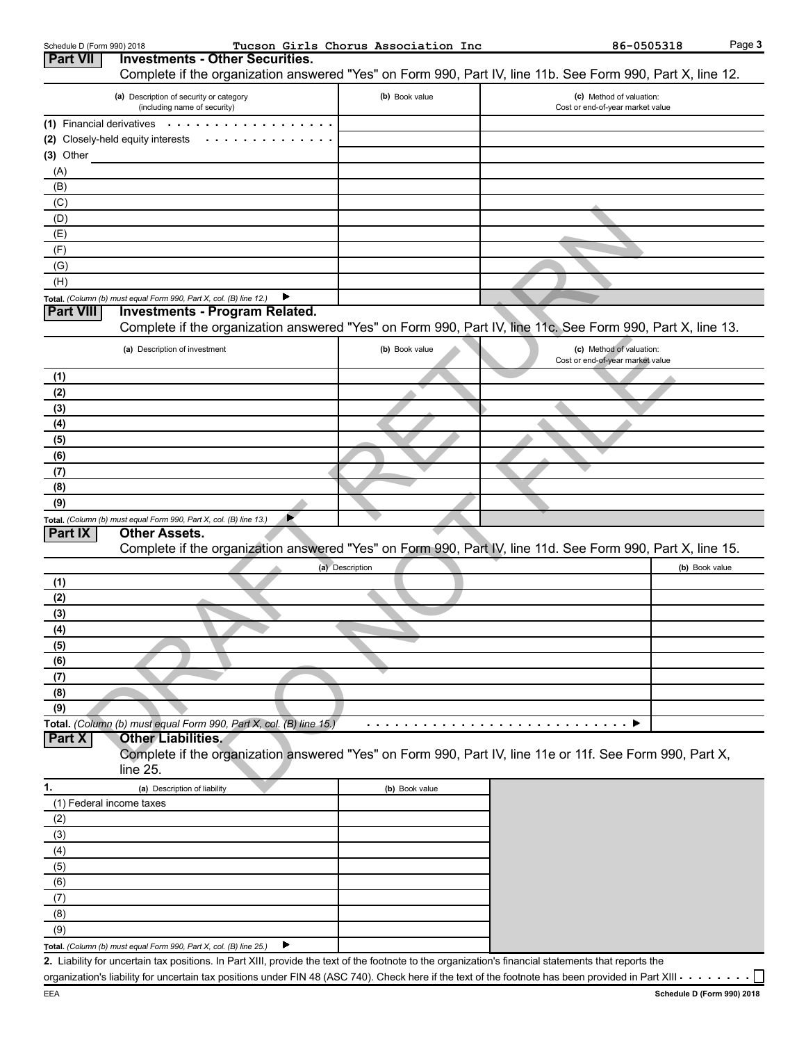Schedule D (Form 990) 2018 Tucson Girls Chorus Association Inc 86-0505318

## Part VII Investments - Other Securities.

Complete if the organization answered "Yes" on Form 990, Part IV, line 11b. See Form 990, Part X, line 12.

| (a) Description of security or category (including name of security) | (b) Book value | (c) Method of valuation: Cost or end-of-year market value |
|---|---|---|
| (1) Financial derivatives | | |
| (2) Closely-held equity interests | | |
| (3) Other | | |
| (A) | | |
| (B) | | |
| (C) | | |
| (D) | | |
| (E) | | |
| (F) | | |
| (G) | | |
| (H) | | |
| **Total.** *(Column (b) must equal Form 990, Part X, col. (B) line 12.)* ▶ | | |

## Part VIII Investments - Program Related.

Complete if the organization answered "Yes" on Form 990, Part IV, line 11c. See Form 990, Part X, line 13.

| (a) Description of investment | (b) Book value | (c) Method of valuation: Cost or end-of-year market value |
|---|---|---|
| (1) | | |
| (2) | | |
| (3) | | |
| (4) | | |
| (5) | | |
| (6) | | |
| (7) | | |
| (8) | | |
| (9) | | |
| **Total.** *(Column (b) must equal Form 990, Part X, col. (B) line 13.)* ▶ | | |

## Part IX Other Assets.

Complete if the organization answered "Yes" on Form 990, Part IV, line 11d. See Form 990, Part X, line 15.

| | (a) Description | (b) Book value |
|---|---|---|
| (1) | | |
| (2) | | |
| (3) | | |
| (4) | | |
| (5) | | |
| (6) | | |
| (7) | | |
| (8) | | |
| (9) | | |
| **Total.** *(Column (b) must equal Form 990, Part X, col. (B) line 15.)* | ▶ | |

## Part X Other Liabilities.

Complete if the organization answered "Yes" on Form 990, Part IV, line 11e or 11f. See Form 990, Part X, line 25.

| 1. (a) Description of liability | (b) Book value |
|---|---|
| (1) Federal income taxes | |
| (2) | |
| (3) | |
| (4) | |
| (5) | |
| (6) | |
| (7) | |
| (8) | |
| (9) | |
| **Total.** *(Column (b) must equal Form 990, Part X, col. (B) line 25.)* ▶ | |

**2.** Liability for uncertain tax positions. In Part XIII, provide the text of the footnote to the organization's financial statements that reports the organization's liability for uncertain tax positions under FIN 48 (ASC 740). Check here if the text of the footnote has been provided in Part XIII ☐

DRAFT RETURN DO NOT FILE

EEA Schedule D (Form 990) 2018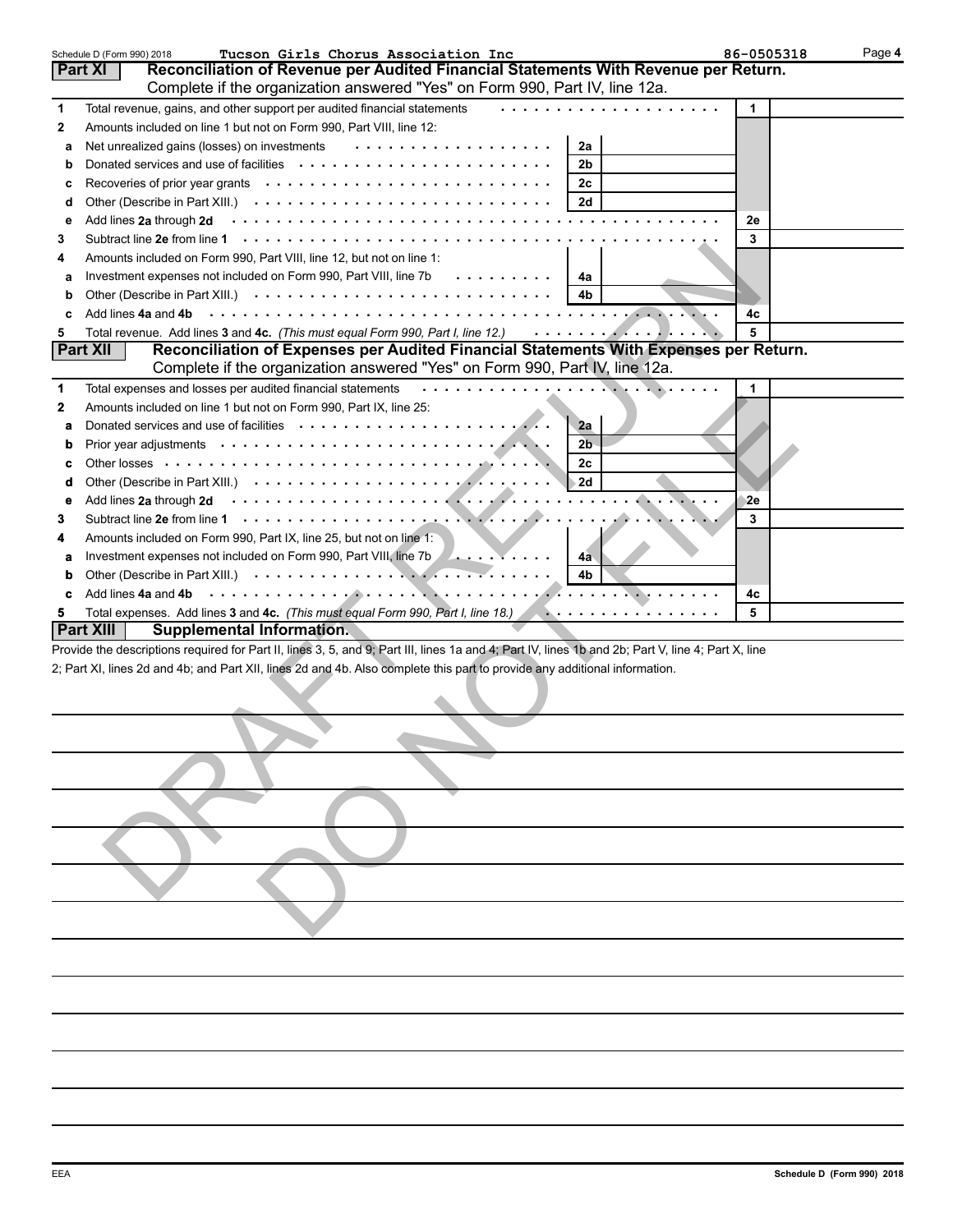Schedule D (Form 990) 2018 Tucson Girls Chorus Association Inc 86-0505318 Page **4**

## Part XI Reconciliation of Revenue per Audited Financial Statements With Revenue per Return.

Complete if the organization answered "Yes" on Form 990, Part IV, line 12a.

| | | | | | |
|---|---|---|---|---|---|
| **1** | Total revenue, gains, and other support per audited financial statements | | | 1 | |
| **2** | Amounts included on line 1 but not on Form 990, Part VIII, line 12: | | | | |
| a | Net unrealized gains (losses) on investments | 2a | | | |
| b | Donated services and use of facilities | 2b | | | |
| c | Recoveries of prior year grants | 2c | | | |
| d | Other (Describe in Part XIII.) | 2d | | | |
| e | Add lines **2a** through **2d** | | | 2e | |
| **3** | Subtract line **2e** from line **1** | | | 3 | |
| **4** | Amounts included on Form 990, Part VIII, line 12, but not on line 1: | | | | |
| a | Investment expenses not included on Form 990, Part VIII, line 7b | 4a | | | |
| b | Other (Describe in Part XIII.) | 4b | | | |
| c | Add lines **4a** and **4b** | | | 4c | |
| **5** | Total revenue. Add lines **3** and **4c.** *(This must equal Form 990, Part I, line 12.)* | | | 5 | |

## Part XII Reconciliation of Expenses per Audited Financial Statements With Expenses per Return.

Complete if the organization answered "Yes" on Form 990, Part IV, line 12a.

| | | | | | |
|---|---|---|---|---|---|
| **1** | Total expenses and losses per audited financial statements | | | 1 | |
| **2** | Amounts included on line 1 but not on Form 990, Part IX, line 25: | | | | |
| a | Donated services and use of facilities | 2a | | | |
| b | Prior year adjustments | 2b | | | |
| c | Other losses | 2c | | | |
| d | Other (Describe in Part XIII.) | 2d | | | |
| e | Add lines **2a** through **2d** | | | 2e | |
| **3** | Subtract line **2e** from line **1** | | | 3 | |
| **4** | Amounts included on Form 990, Part IX, line 25, but not on line 1: | | | | |
| a | Investment expenses not included on Form 990, Part VIII, line 7b | 4a | | | |
| b | Other (Describe in Part XIII.) | 4b | | | |
| c | Add lines **4a** and **4b** | | | 4c | |
| **5** | Total expenses. Add lines **3** and **4c.** *(This must equal Form 990, Part I, line 18.)* | | | 5 | |

## Part XIII Supplemental Information.

Provide the descriptions required for Part II, lines 3, 5, and 9; Part III, lines 1a and 4; Part IV, lines 1b and 2b; Part V, line 4; Part X, line 2; Part XI, lines 2d and 4b; and Part XII, lines 2d and 4b. Also complete this part to provide any additional information.

DRAFT RETURN DO NOT FILE

EEA Schedule D (Form 990) 2018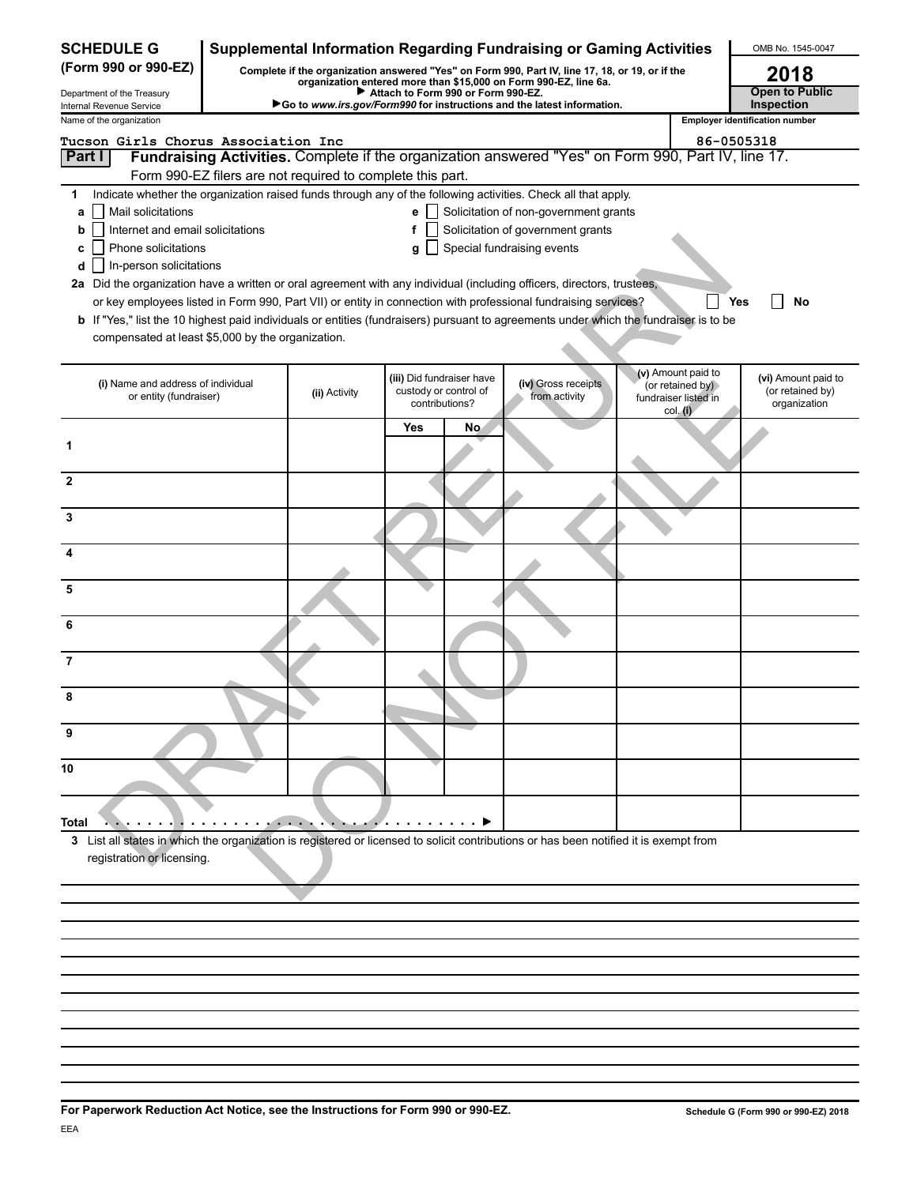**SCHEDULE G (Form 990 or 990-EZ)**

Department of the Treasury
Internal Revenue Service

# Supplemental Information Regarding Fundraising or Gaming Activities

**Complete if the organization answered "Yes" on Form 990, Part IV, line 17, 18, or 19, or if the organization entered more than $15,000 on Form 990-EZ, line 6a.**
**▶ Attach to Form 990 or Form 990-EZ.**
**▶Go to *www.irs.gov/Form990* for instructions and the latest information.**

OMB No. 1545-0047
**2018**
**Open to Public Inspection**

Name of the organization: Tucson Girls Chorus Association Inc
Employer identification number: 86-0505318

DRAFT RETURN DO NOT FILE

**Part I** **Fundraising Activities.** Complete if the organization answered "Yes" on Form 990, Part IV, line 17. Form 990-EZ filers are not required to complete this part.

**1** Indicate whether the organization raised funds through any of the following activities. Check all that apply.

- **a** ☐ Mail solicitations
- **b** ☐ Internet and email solicitations
- **c** ☐ Phone solicitations
- **d** ☐ In-person solicitations
- **e** ☐ Solicitation of non-government grants
- **f** ☐ Solicitation of government grants
- **g** ☐ Special fundraising events

**2a** Did the organization have a written or oral agreement with any individual (including officers, directors, trustees, or key employees listed in Form 990, Part VII) or entity in connection with professional fundraising services? ☐ **Yes** ☐ **No**

**b** If "Yes," list the 10 highest paid individuals or entities (fundraisers) pursuant to agreements under which the fundraiser is to be compensated at least $5,000 by the organization.

| | (i) Name and address of individual or entity (fundraiser) | (ii) Activity | (iii) Did fundraiser have custody or control of contributions? Yes | No | (iv) Gross receipts from activity | (v) Amount paid to (or retained by) fundraiser listed in col. (i) | (vi) Amount paid to (or retained by) organization |
|---|---|---|---|---|---|---|---|
| 1 | | | | | | | |
| 2 | | | | | | | |
| 3 | | | | | | | |
| 4 | | | | | | | |
| 5 | | | | | | | |
| 6 | | | | | | | |
| 7 | | | | | | | |
| 8 | | | | | | | |
| 9 | | | | | | | |
| 10 | | | | | | | |
| **Total** ▶ | | | | | | | |

**3** List all states in which the organization is registered or licensed to solicit contributions or has been notified it is exempt from registration or licensing.

**For Paperwork Reduction Act Notice, see the Instructions for Form 990 or 990-EZ.**

**Schedule G (Form 990 or 990-EZ) 2018**

EEA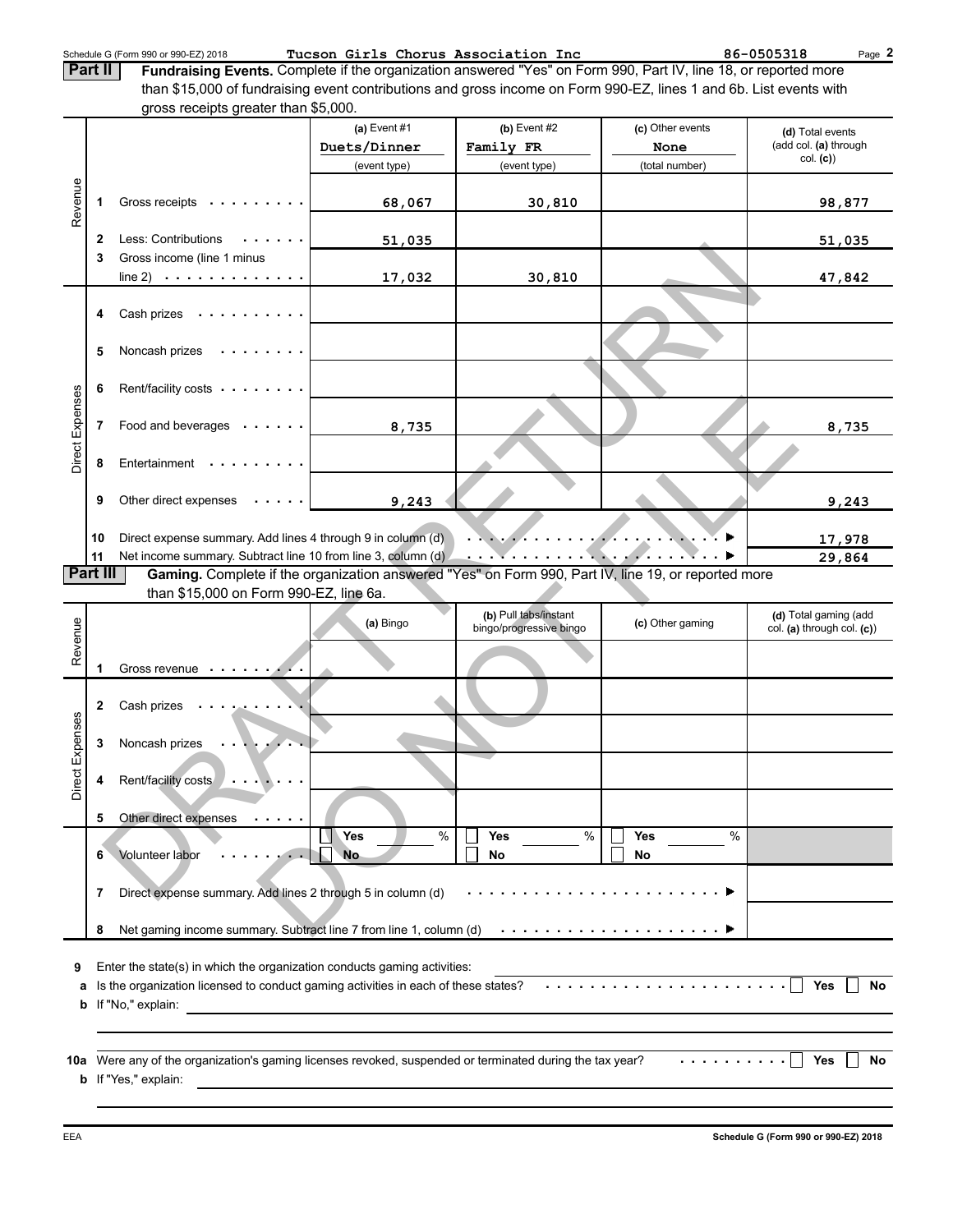Schedule G (Form 990 or 990-EZ) 2018 **Tucson Girls Chorus Association Inc** 86-0505318 Page **2**

**Part II** **Fundraising Events.** Complete if the organization answered "Yes" on Form 990, Part IV, line 18, or reported more than $15,000 of fundraising event contributions and gross income on Form 990-EZ, lines 1 and 6b. List events with gross receipts greater than $5,000.

| | | | (a) Event #1<br>Duets/Dinner<br>(event type) | (b) Event #2<br>Family FR<br>(event type) | (c) Other events<br>None<br>(total number) | (d) Total events (add col. (a) through col. (c)) |
|---|---|---|---|---|---|---|
| Revenue | 1 | Gross receipts | 68,067 | 30,810 | | 98,877 |
| | 2 | Less: Contributions | 51,035 | | | 51,035 |
| | 3 | Gross income (line 1 minus line 2) | 17,032 | 30,810 | | 47,842 |
| Direct Expenses | 4 | Cash prizes | | | | |
| | 5 | Noncash prizes | | | | |
| | 6 | Rent/facility costs | | | | |
| | 7 | Food and beverages | 8,735 | | | 8,735 |
| | 8 | Entertainment | | | | |
| | 9 | Other direct expenses | 9,243 | | | 9,243 |
| | 10 | Direct expense summary. Add lines 4 through 9 in column (d) | | | | 17,978 |
| | 11 | Net income summary. Subtract line 10 from line 3, column (d) | | | | 29,864 |

**Part III** **Gaming.** Complete if the organization answered "Yes" on Form 990, Part IV, line 19, or reported more than $15,000 on Form 990-EZ, line 6a.

| | | | (a) Bingo | (b) Pull tabs/instant bingo/progressive bingo | (c) Other gaming | (d) Total gaming (add col. (a) through col. (c)) |
|---|---|---|---|---|---|---|
| Revenue | 1 | Gross revenue | | | | |
| Direct Expenses | 2 | Cash prizes | | | | |
| | 3 | Noncash prizes | | | | |
| | 4 | Rent/facility costs | | | | |
| | 5 | Other direct expenses | | | | |
| | 6 | Volunteer labor | ☐ Yes ___ % ☐ No | ☐ Yes ___ % ☐ No | ☐ Yes ___ % ☐ No | |
| | 7 | Direct expense summary. Add lines 2 through 5 in column (d) | | | | |
| | 8 | Net gaming income summary. Subtract line 7 from line 1, column (d) | | | | |

**9** Enter the state(s) in which the organization conducts gaming activities: ____________

**a** Is the organization licensed to conduct gaming activities in each of these states? ☐ Yes ☐ No

**b** If "No," explain: ____________

**10a** Were any of the organization's gaming licenses revoked, suspended or terminated during the tax year? ☐ Yes ☐ No

**b** If "Yes," explain: ____________

DRAFT RETURN DO NOT FILE

EEA **Schedule G (Form 990 or 990-EZ) 2018**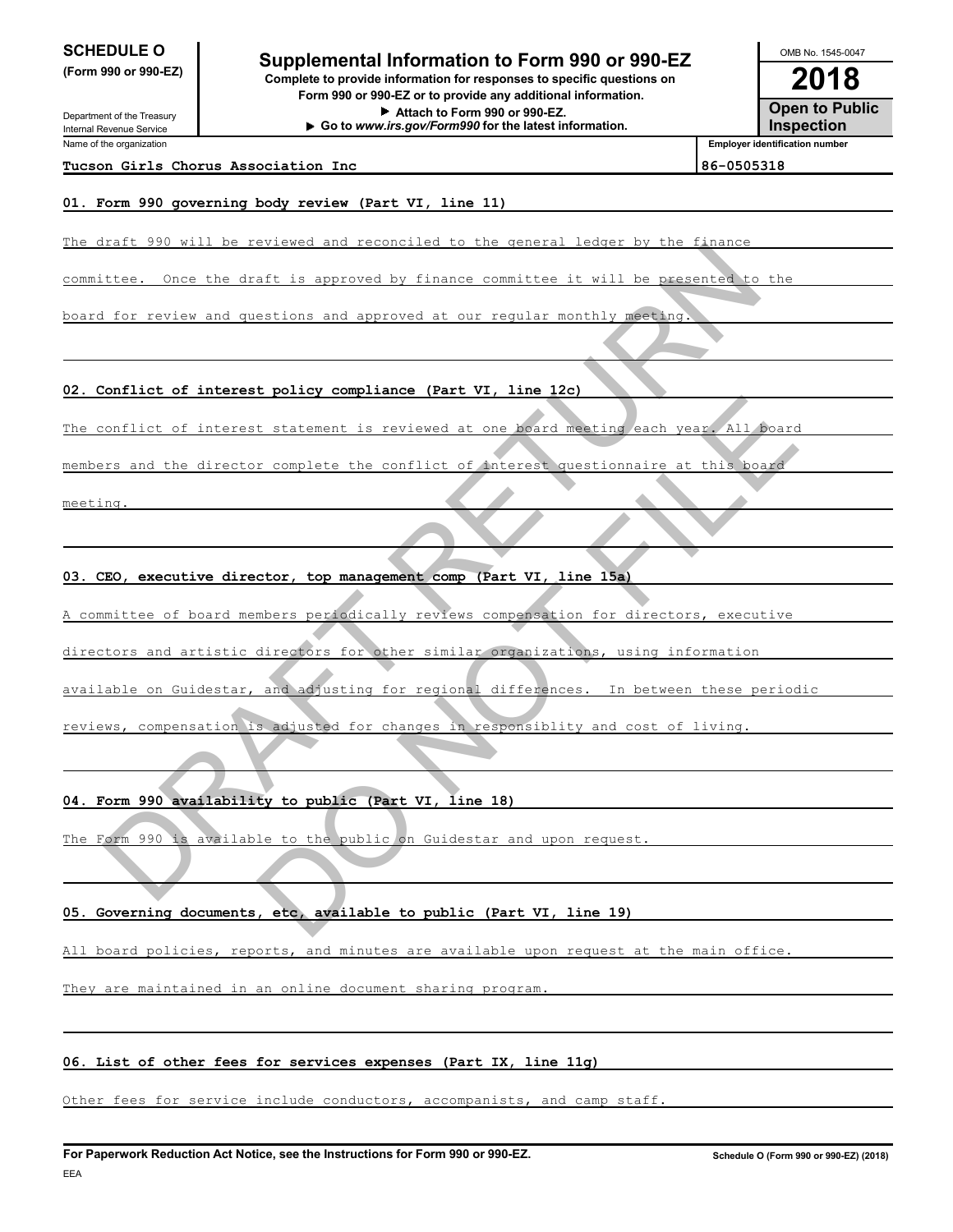**SCHEDULE O**
**(Form 990 or 990-EZ)**

Department of the Treasury
Internal Revenue Service

# Supplemental Information to Form 990 or 990-EZ

**Complete to provide information for responses to specific questions on Form 990 or 990-EZ or to provide any additional information.**
▶ **Attach to Form 990 or 990-EZ.**
▶ **Go to *www.irs.gov/Form990* for the latest information.**

OMB No. 1545-0047
**2018**
**Open to Public Inspection**

| Name of the organization | Employer identification number |
|---|---|
| Tucson Girls Chorus Association Inc | 86-0505318 |

**01. Form 990 governing body review (Part VI, line 11)**

The draft 990 will be reviewed and reconciled to the general ledger by the finance committee. Once the draft is approved by finance committee it will be presented to the board for review and questions and approved at our regular monthly meeting.

**02. Conflict of interest policy compliance (Part VI, line 12c)**

The conflict of interest statement is reviewed at one board meeting each year. All board members and the director complete the conflict of interest questionnaire at this board meeting.

**03. CEO, executive director, top management comp (Part VI, line 15a)**

A committee of board members periodically reviews compensation for directors, executive directors and artistic directors for other similar organizations, using information available on Guidestar, and adjusting for regional differences. In between these periodic reviews, compensation is adjusted for changes in responsiblity and cost of living.

**04. Form 990 availability to public (Part VI, line 18)**

The Form 990 is available to the public on Guidestar and upon request.

**05. Governing documents, etc, available to public (Part VI, line 19)**

All board policies, reports, and minutes are available upon request at the main office. They are maintained in an online document sharing program.

**06. List of other fees for services expenses (Part IX, line 11g)**

Other fees for service include conductors, accompanists, and camp staff.

**For Paperwork Reduction Act Notice, see the Instructions for Form 990 or 990-EZ.** Schedule O (Form 990 or 990-EZ) (2018)

EEA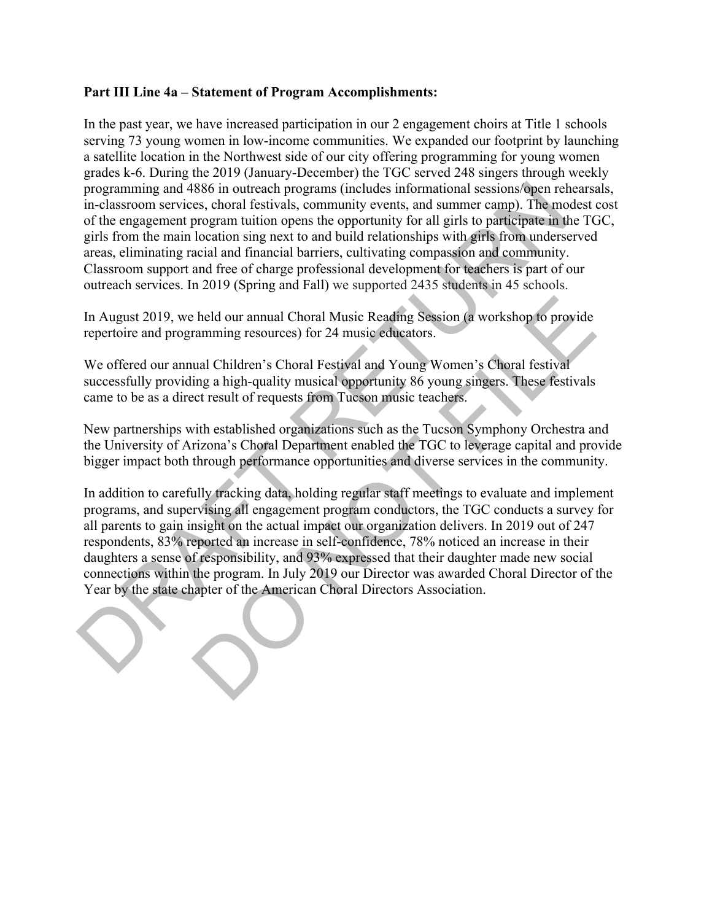**Part III Line 4a – Statement of Program Accomplishments:**

In the past year, we have increased participation in our 2 engagement choirs at Title 1 schools serving 73 young women in low-income communities. We expanded our footprint by launching a satellite location in the Northwest side of our city offering programming for young women grades k-6. During the 2019 (January-December) the TGC served 248 singers through weekly programming and 4886 in outreach programs (includes informational sessions/open rehearsals, in-classroom services, choral festivals, community events, and summer camp). The modest cost of the engagement program tuition opens the opportunity for all girls to participate in the TGC, girls from the main location sing next to and build relationships with girls from underserved areas, eliminating racial and financial barriers, cultivating compassion and community. Classroom support and free of charge professional development for teachers is part of our outreach services. In 2019 (Spring and Fall) we supported 2435 students in 45 schools.

In August 2019, we held our annual Choral Music Reading Session (a workshop to provide repertoire and programming resources) for 24 music educators.

We offered our annual Children's Choral Festival and Young Women's Choral festival successfully providing a high-quality musical opportunity 86 young singers. These festivals came to be as a direct result of requests from Tucson music teachers.

New partnerships with established organizations such as the Tucson Symphony Orchestra and the University of Arizona's Choral Department enabled the TGC to leverage capital and provide bigger impact both through performance opportunities and diverse services in the community.

In addition to carefully tracking data, holding regular staff meetings to evaluate and implement programs, and supervising all engagement program conductors, the TGC conducts a survey for all parents to gain insight on the actual impact our organization delivers. In 2019 out of 247 respondents, 83% reported an increase in self-confidence, 78% noticed an increase in their daughters a sense of responsibility, and 93% expressed that their daughter made new social connections within the program. In July 2019 our Director was awarded Choral Director of the Year by the state chapter of the American Choral Directors Association.